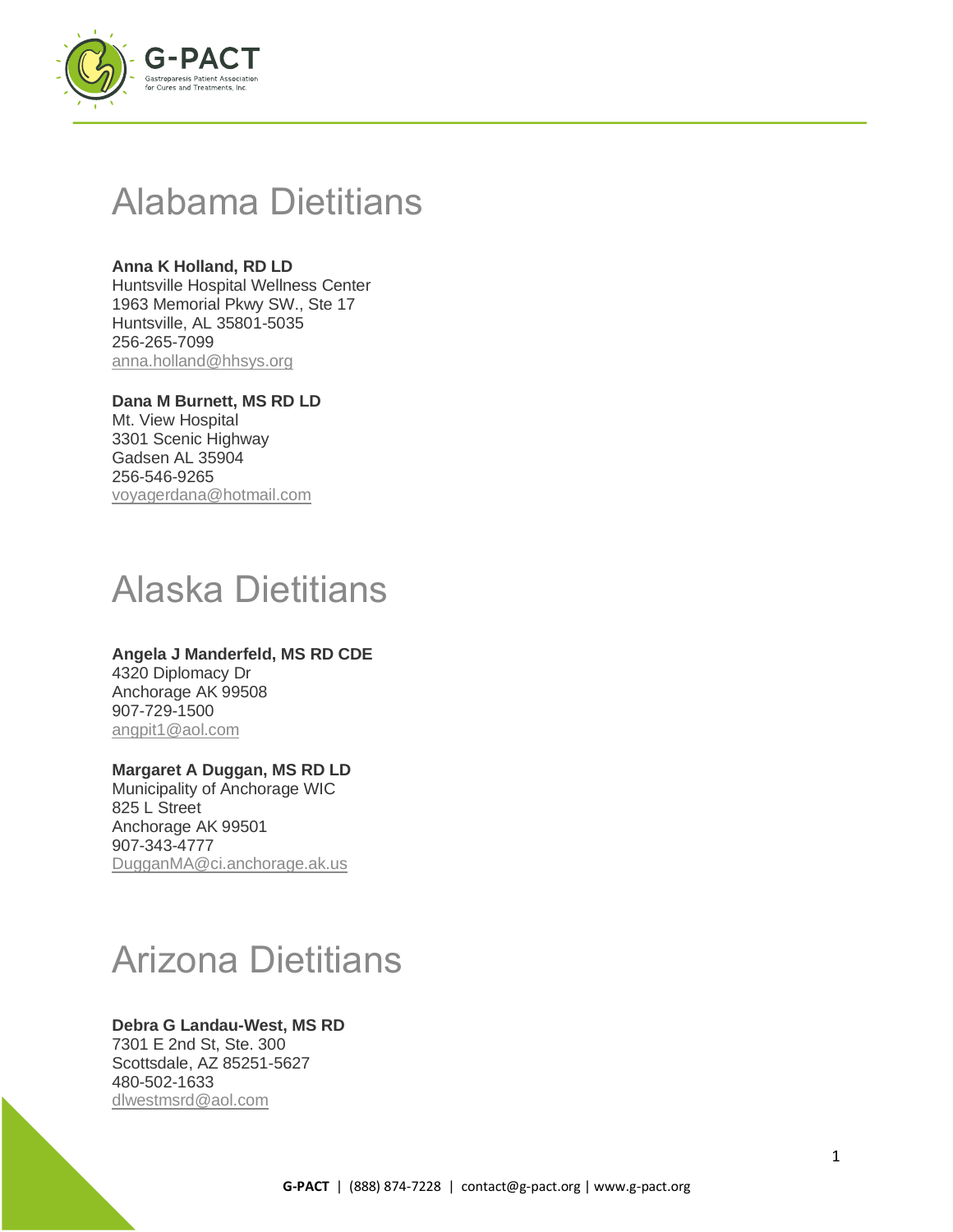# Alabama Dietitians

**Anna K Holland, RD LD**
Huntsville Hospital Wellness Center
1963 Memorial Pkwy SW., Ste 17
Huntsville, AL 35801-5035
256-265-7099
anna.holland@hhsys.org

**Dana M Burnett, MS RD LD**
Mt. View Hospital
3301 Scenic Highway
Gadsen AL 35904
256-546-9265
voyagerdana@hotmail.com

# Alaska Dietitians

**Angela J Manderfeld, MS RD CDE**
4320 Diplomacy Dr
Anchorage AK 99508
907-729-1500
angpit1@aol.com

**Margaret A Duggan, MS RD LD**
Municipality of Anchorage WIC
825 L Street
Anchorage AK 99501
907-343-4777
DugganMA@ci.anchorage.ak.us

# Arizona Dietitians

**Debra G Landau-West, MS RD**
7301 E 2nd St, Ste. 300
Scottsdale, AZ 85251-5627
480-502-1633
dlwestmsrd@aol.com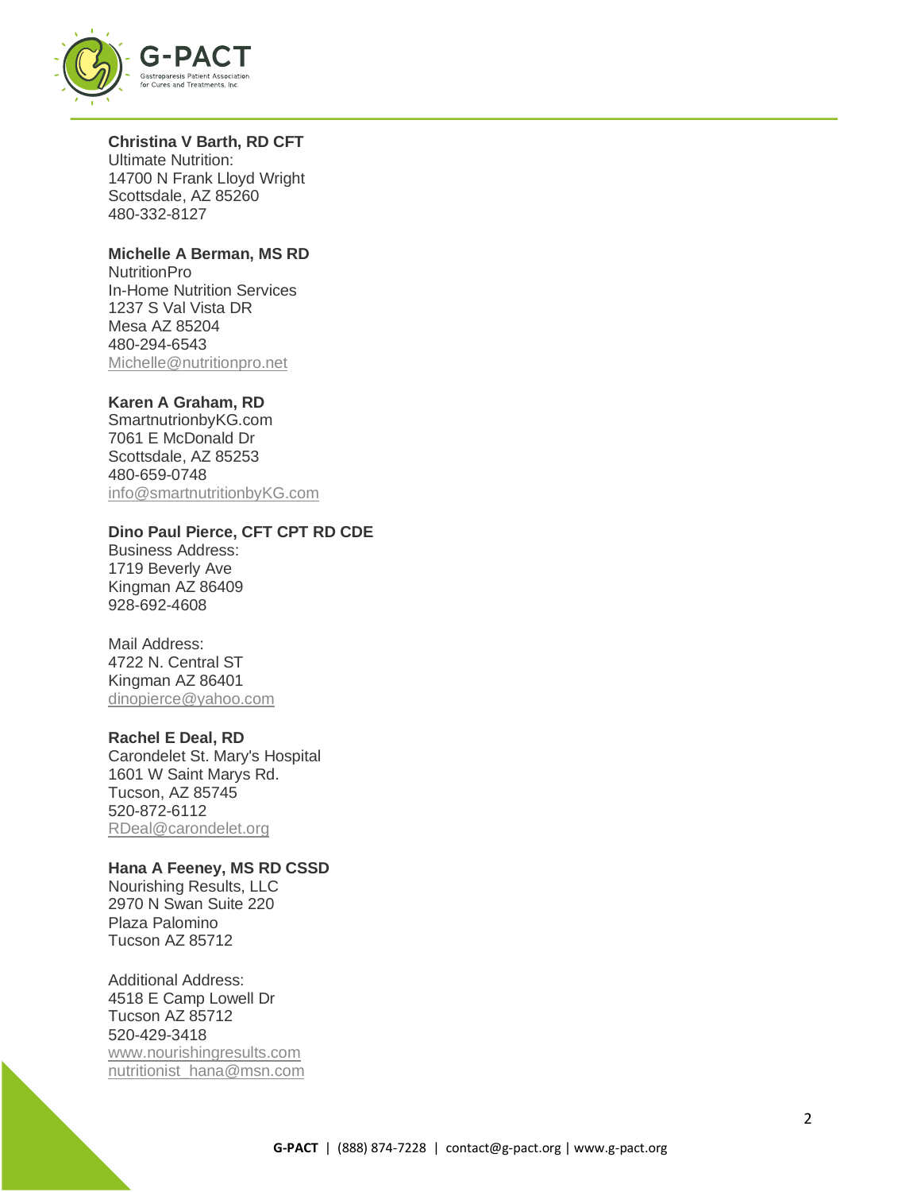**Christina V Barth, RD CFT**
Ultimate Nutrition:
14700 N Frank Lloyd Wright
Scottsdale, AZ 85260
480-332-8127

**Michelle A Berman, MS RD**
NutritionPro
In-Home Nutrition Services
1237 S Val Vista DR
Mesa AZ 85204
480-294-6543
Michelle@nutritionpro.net

**Karen A Graham, RD**
SmartnutrionbyKG.com
7061 E McDonald Dr
Scottsdale, AZ 85253
480-659-0748
info@smartnutritionbyKG.com

**Dino Paul Pierce, CFT CPT RD CDE**
Business Address:
1719 Beverly Ave
Kingman AZ 86409
928-692-4608

Mail Address:
4722 N. Central ST
Kingman AZ 86401
dinopierce@yahoo.com

**Rachel E Deal, RD**
Carondelet St. Mary's Hospital
1601 W Saint Marys Rd.
Tucson, AZ 85745
520-872-6112
RDeal@carondelet.org

**Hana A Feeney, MS RD CSSD**
Nourishing Results, LLC
2970 N Swan Suite 220
Plaza Palomino
Tucson AZ 85712

Additional Address:
4518 E Camp Lowell Dr
Tucson AZ 85712
520-429-3418
www.nourishingresults.com
nutritionist_hana@msn.com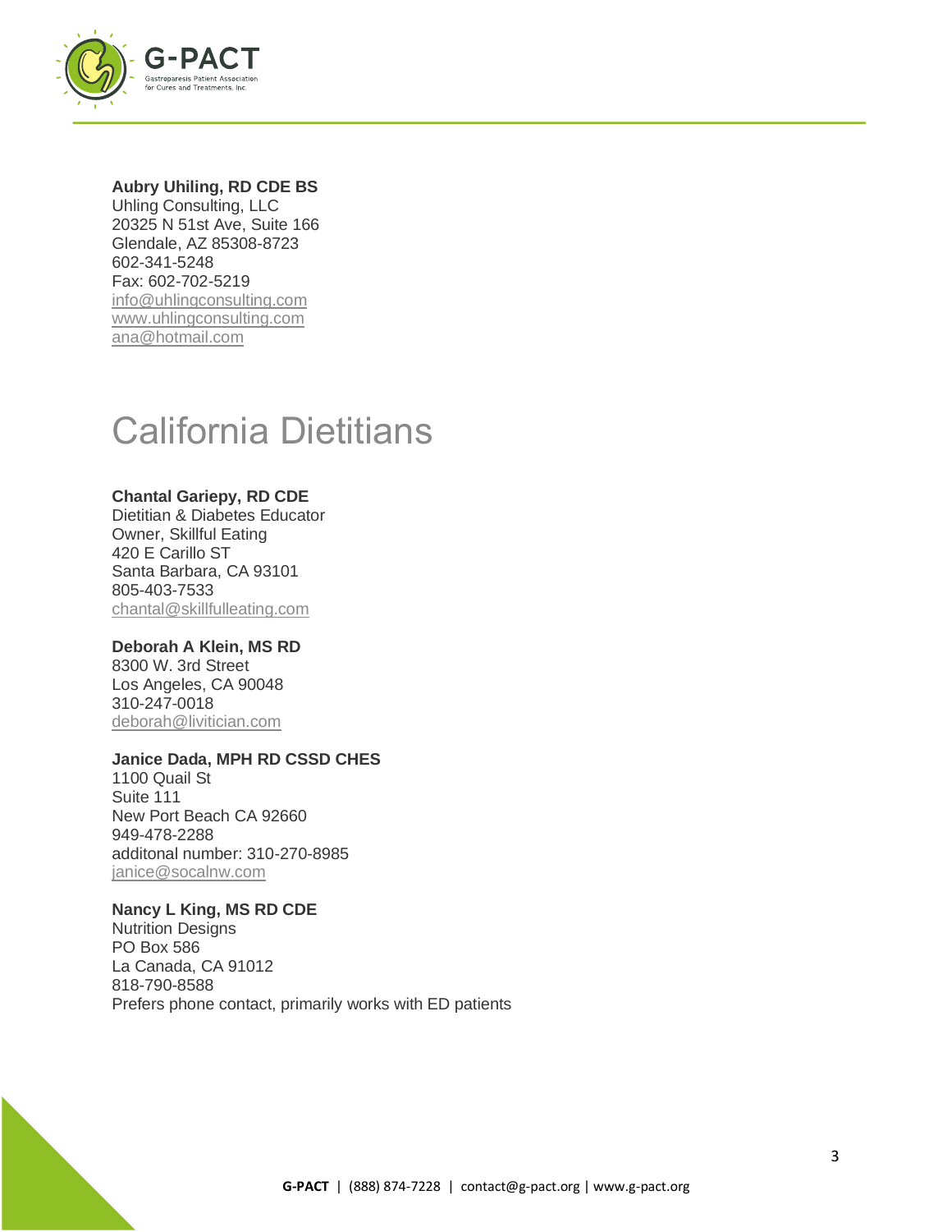**Aubry Uhiling, RD CDE BS**
Uhling Consulting, LLC
20325 N 51st Ave, Suite 166
Glendale, AZ 85308-8723
602-341-5248
Fax: 602-702-5219
info@uhlingconsulting.com
www.uhlingconsulting.com
ana@hotmail.com

# California Dietitians

**Chantal Gariepy, RD CDE**
Dietitian & Diabetes Educator
Owner, Skillful Eating
420 E Carillo ST
Santa Barbara, CA 93101
805-403-7533
chantal@skillfulleating.com

**Deborah A Klein, MS RD**
8300 W. 3rd Street
Los Angeles, CA 90048
310-247-0018
deborah@livitician.com

**Janice Dada, MPH RD CSSD CHES**
1100 Quail St
Suite 111
New Port Beach CA 92660
949-478-2288
additonal number: 310-270-8985
janice@socalnw.com

**Nancy L King, MS RD CDE**
Nutrition Designs
PO Box 586
La Canada, CA 91012
818-790-8588
Prefers phone contact, primarily works with ED patients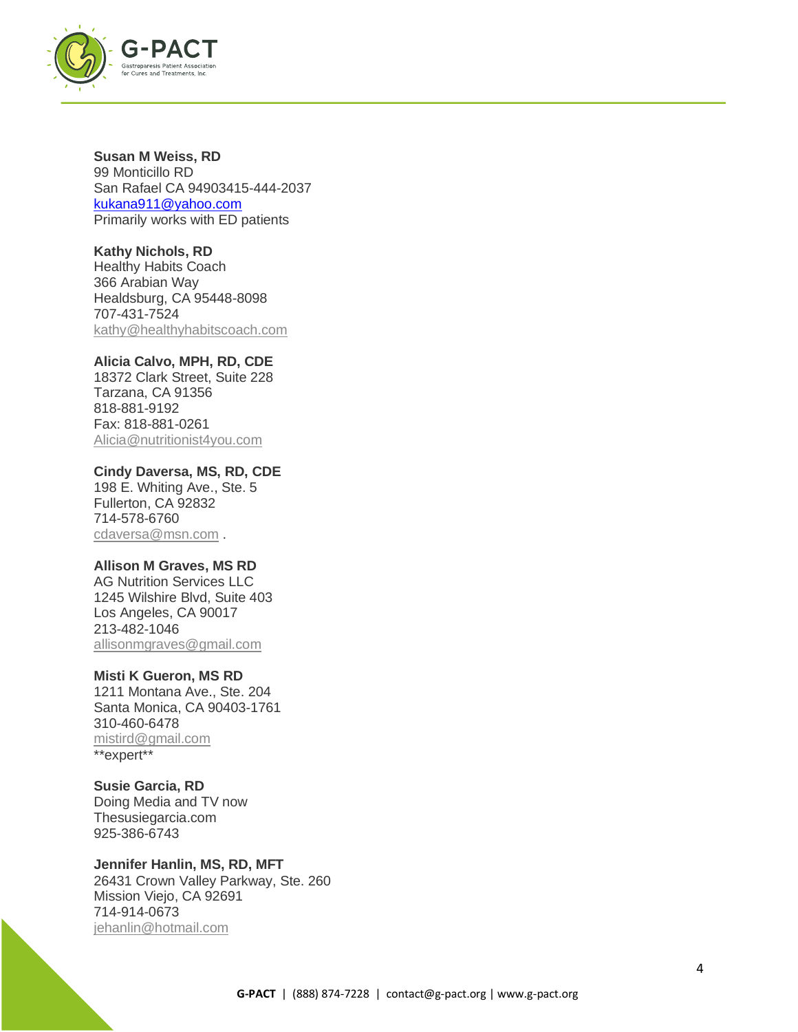**Susan M Weiss, RD**
99 Monticillo RD
San Rafael CA 94903415-444-2037
kukana911@yahoo.com
Primarily works with ED patients

**Kathy Nichols, RD**
Healthy Habits Coach
366 Arabian Way
Healdsburg, CA 95448-8098
707-431-7524
kathy@healthyhabitscoach.com

**Alicia Calvo, MPH, RD, CDE**
18372 Clark Street, Suite 228
Tarzana, CA 91356
818-881-9192
Fax: 818-881-0261
Alicia@nutritionist4you.com

**Cindy Daversa, MS, RD, CDE**
198 E. Whiting Ave., Ste. 5
Fullerton, CA 92832
714-578-6760
cdaversa@msn.com .

**Allison M Graves, MS RD**
AG Nutrition Services LLC
1245 Wilshire Blvd, Suite 403
Los Angeles, CA 90017
213-482-1046
allisonmgraves@gmail.com

**Misti K Gueron, MS RD**
1211 Montana Ave., Ste. 204
Santa Monica, CA 90403-1761
310-460-6478
mistird@gmail.com
**expert**

**Susie Garcia, RD**
Doing Media and TV now
Thesusiegarcia.com
925-386-6743

**Jennifer Hanlin, MS, RD, MFT**
26431 Crown Valley Parkway, Ste. 260
Mission Viejo, CA 92691
714-914-0673
jehanlin@hotmail.com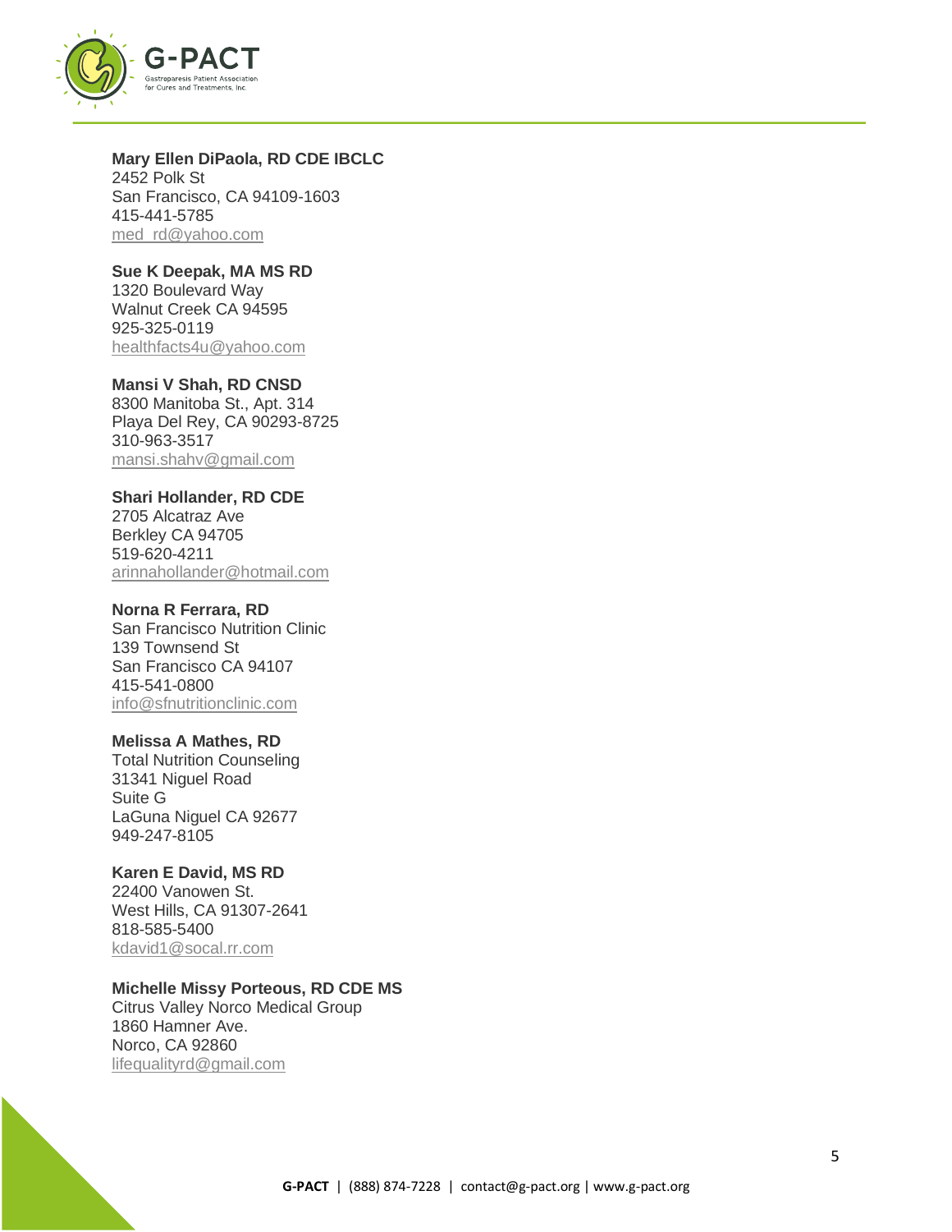**Mary Ellen DiPaola, RD CDE IBCLC**
2452 Polk St
San Francisco, CA 94109-1603
415-441-5785
med_rd@yahoo.com

**Sue K Deepak, MA MS RD**
1320 Boulevard Way
Walnut Creek CA 94595
925-325-0119
healthfacts4u@yahoo.com

**Mansi V Shah, RD CNSD**
8300 Manitoba St., Apt. 314
Playa Del Rey, CA 90293-8725
310-963-3517
mansi.shahv@gmail.com

**Shari Hollander, RD CDE**
2705 Alcatraz Ave
Berkley CA 94705
519-620-4211
arinnahollander@hotmail.com

**Norna R Ferrara, RD**
San Francisco Nutrition Clinic
139 Townsend St
San Francisco CA 94107
415-541-0800
info@sfnutritionclinic.com

**Melissa A Mathes, RD**
Total Nutrition Counseling
31341 Niguel Road
Suite G
LaGuna Niguel CA 92677
949-247-8105

**Karen E David, MS RD**
22400 Vanowen St.
West Hills, CA 91307-2641
818-585-5400
kdavid1@socal.rr.com

**Michelle Missy Porteous, RD CDE MS**
Citrus Valley Norco Medical Group
1860 Hamner Ave.
Norco, CA 92860
lifequalityrd@gmail.com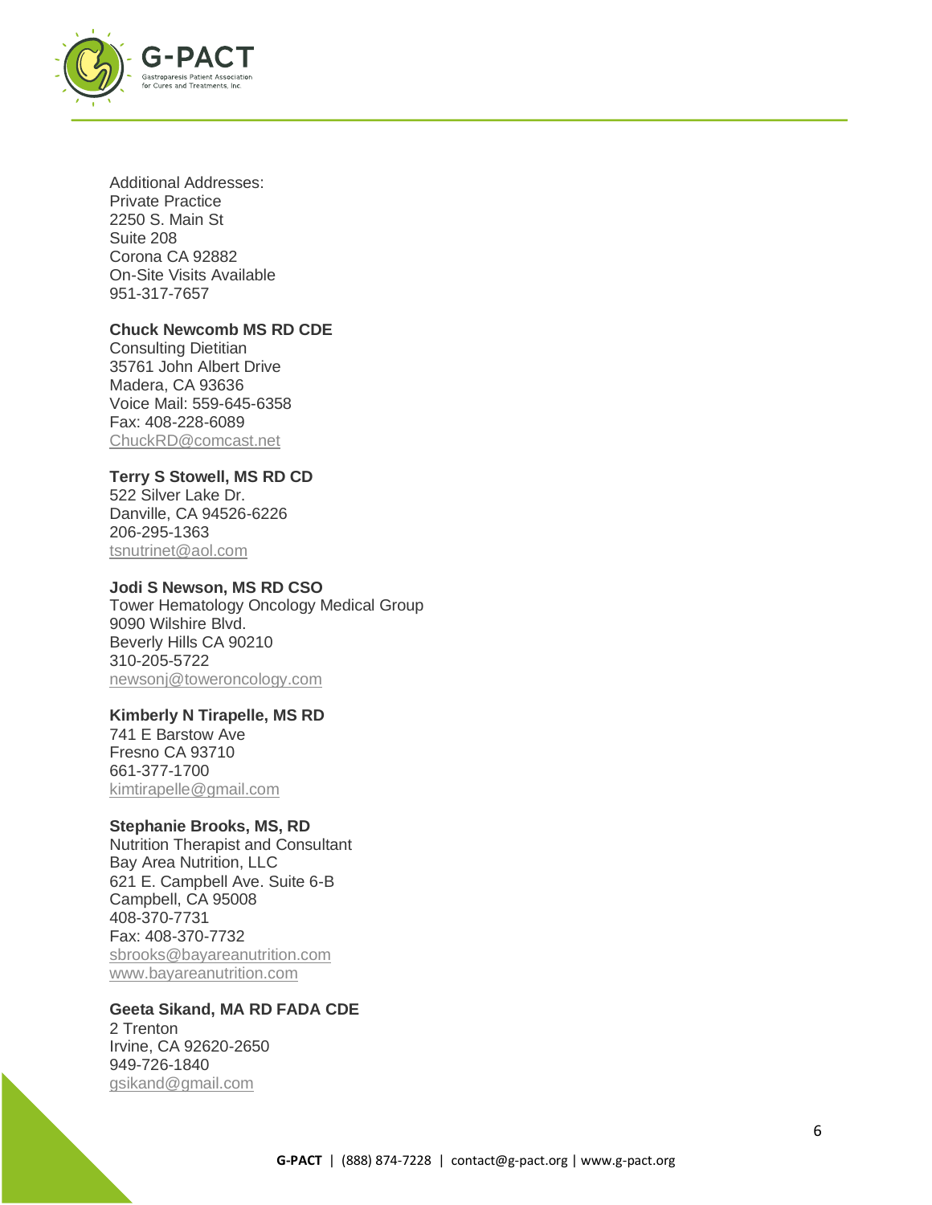Additional Addresses:
Private Practice
2250 S. Main St
Suite 208
Corona CA 92882
On-Site Visits Available
951-317-7657

**Chuck Newcomb MS RD CDE**
Consulting Dietitian
35761 John Albert Drive
Madera, CA 93636
Voice Mail: 559-645-6358
Fax: 408-228-6089
ChuckRD@comcast.net

**Terry S Stowell, MS RD CD**
522 Silver Lake Dr.
Danville, CA 94526-6226
206-295-1363
tsnutrinet@aol.com

**Jodi S Newson, MS RD CSO**
Tower Hematology Oncology Medical Group
9090 Wilshire Blvd.
Beverly Hills CA 90210
310-205-5722
newsonj@toweroncology.com

**Kimberly N Tirapelle, MS RD**
741 E Barstow Ave
Fresno CA 93710
661-377-1700
kimtirapelle@gmail.com

**Stephanie Brooks, MS, RD**
Nutrition Therapist and Consultant
Bay Area Nutrition, LLC
621 E. Campbell Ave. Suite 6-B
Campbell, CA 95008
408-370-7731
Fax: 408-370-7732
sbrooks@bayareanutrition.com
www.bayareanutrition.com

**Geeta Sikand, MA RD FADA CDE**
2 Trenton
Irvine, CA 92620-2650
949-726-1840
gsikand@gmail.com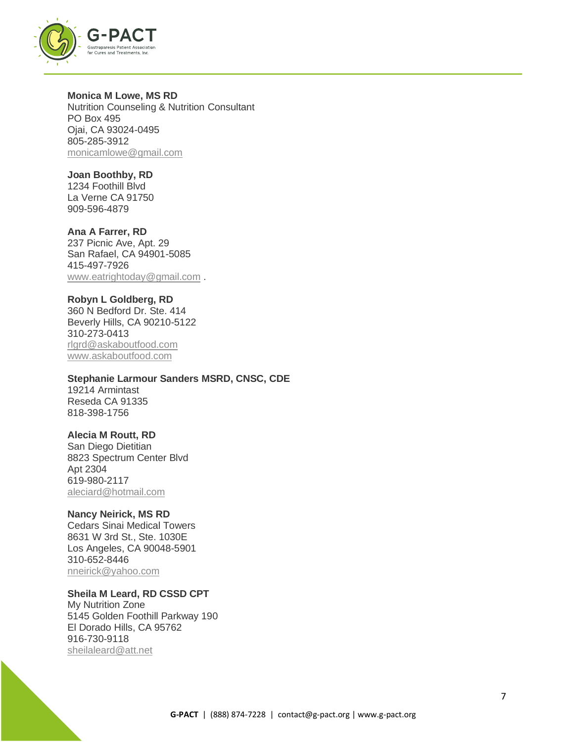**Monica M Lowe, MS RD**
Nutrition Counseling & Nutrition Consultant
PO Box 495
Ojai, CA 93024-0495
805-285-3912
monicamlowe@gmail.com

**Joan Boothby, RD**
1234 Foothill Blvd
La Verne CA 91750
909-596-4879

**Ana A Farrer, RD**
237 Picnic Ave, Apt. 29
San Rafael, CA 94901-5085
415-497-7926
www.eatrightoday@gmail.com .

**Robyn L Goldberg, RD**
360 N Bedford Dr. Ste. 414
Beverly Hills, CA 90210-5122
310-273-0413
rlgrd@askaboutfood.com
www.askaboutfood.com

**Stephanie Larmour Sanders MSRD, CNSC, CDE**
19214 Armintast
Reseda CA 91335
818-398-1756

**Alecia M Routt, RD**
San Diego Dietitian
8823 Spectrum Center Blvd
Apt 2304
619-980-2117
aleciard@hotmail.com

**Nancy Neirick, MS RD**
Cedars Sinai Medical Towers
8631 W 3rd St., Ste. 1030E
Los Angeles, CA 90048-5901
310-652-8446
nneirick@yahoo.com

**Sheila M Leard, RD CSSD CPT**
My Nutrition Zone
5145 Golden Foothill Parkway 190
El Dorado Hills, CA 95762
916-730-9118
sheilaleard@att.net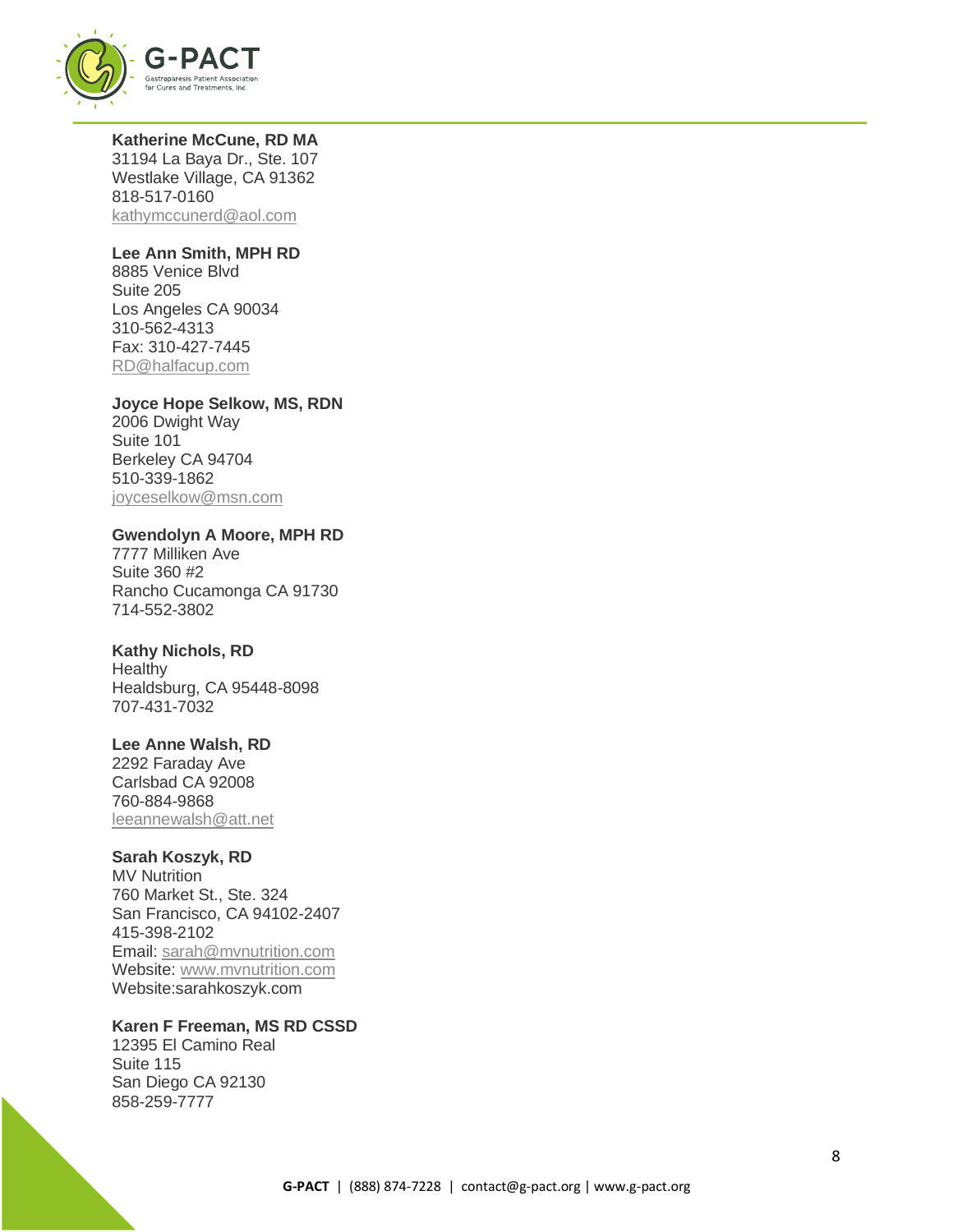**Katherine McCune, RD MA**
31194 La Baya Dr., Ste. 107
Westlake Village, CA 91362
818-517-0160
kathymccunerd@aol.com

**Lee Ann Smith, MPH RD**
8885 Venice Blvd
Suite 205
Los Angeles CA 90034
310-562-4313
Fax: 310-427-7445
RD@halfacup.com

**Joyce Hope Selkow, MS, RDN**
2006 Dwight Way
Suite 101
Berkeley CA 94704
510-339-1862
joyceselkow@msn.com

**Gwendolyn A Moore, MPH RD**
7777 Milliken Ave
Suite 360 #2
Rancho Cucamonga CA 91730
714-552-3802

**Kathy Nichols, RD**
Healthy
Healdsburg, CA 95448-8098
707-431-7032

**Lee Anne Walsh, RD**
2292 Faraday Ave
Carlsbad CA 92008
760-884-9868
leeannewalsh@att.net

**Sarah Koszyk, RD**
MV Nutrition
760 Market St., Ste. 324
San Francisco, CA 94102-2407
415-398-2102
Email: sarah@mvnutrition.com
Website: www.mvnutrition.com
Website:sarahkoszyk.com

**Karen F Freeman, MS RD CSSD**
12395 El Camino Real
Suite 115
San Diego CA 92130
858-259-7777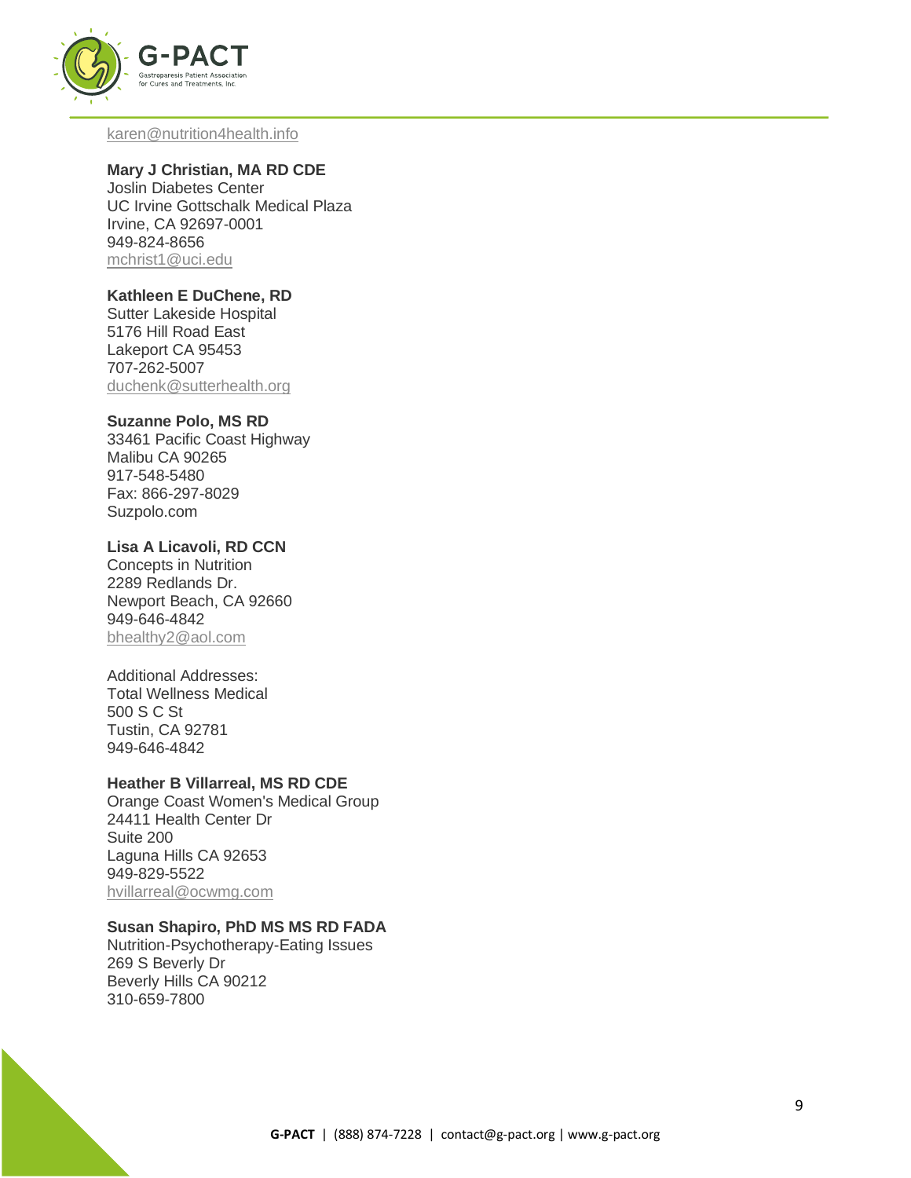karen@nutrition4health.info

**Mary J Christian, MA RD CDE**
Joslin Diabetes Center
UC Irvine Gottschalk Medical Plaza
Irvine, CA 92697-0001
949-824-8656
mchrist1@uci.edu

**Kathleen E DuChene, RD**
Sutter Lakeside Hospital
5176 Hill Road East
Lakeport CA 95453
707-262-5007
duchenk@sutterhealth.org

**Suzanne Polo, MS RD**
33461 Pacific Coast Highway
Malibu CA 90265
917-548-5480
Fax: 866-297-8029
Suzpolo.com

**Lisa A Licavoli, RD CCN**
Concepts in Nutrition
2289 Redlands Dr.
Newport Beach, CA 92660
949-646-4842
bhealthy2@aol.com

Additional Addresses:
Total Wellness Medical
500 S C St
Tustin, CA 92781
949-646-4842

**Heather B Villarreal, MS RD CDE**
Orange Coast Women's Medical Group
24411 Health Center Dr
Suite 200
Laguna Hills CA 92653
949-829-5522
hvillarreal@ocwmg.com

**Susan Shapiro, PhD MS MS RD FADA**
Nutrition-Psychotherapy-Eating Issues
269 S Beverly Dr
Beverly Hills CA 90212
310-659-7800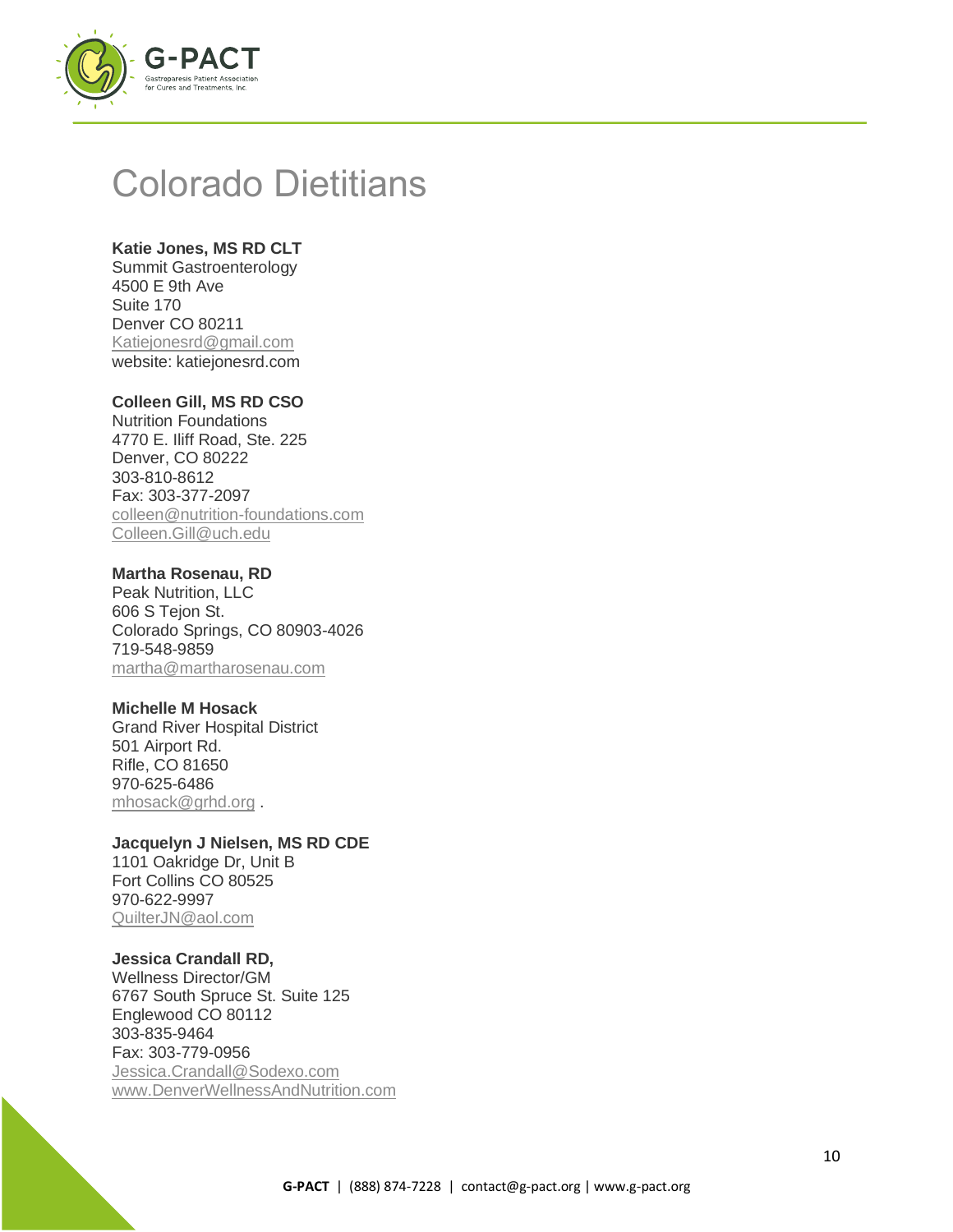# Colorado Dietitians

**Katie Jones, MS RD CLT**
Summit Gastroenterology
4500 E 9th Ave
Suite 170
Denver CO 80211
Katiejonesrd@gmail.com
website: katiejonesrd.com

**Colleen Gill, MS RD CSO**
Nutrition Foundations
4770 E. Iliff Road, Ste. 225
Denver, CO 80222
303-810-8612
Fax: 303-377-2097
colleen@nutrition-foundations.com
Colleen.Gill@uch.edu

**Martha Rosenau, RD**
Peak Nutrition, LLC
606 S Tejon St.
Colorado Springs, CO 80903-4026
719-548-9859
martha@martharosenau.com

**Michelle M Hosack**
Grand River Hospital District
501 Airport Rd.
Rifle, CO 81650
970-625-6486
mhosack@grhd.org .

**Jacquelyn J Nielsen, MS RD CDE**
1101 Oakridge Dr, Unit B
Fort Collins CO 80525
970-622-9997
QuilterJN@aol.com

**Jessica Crandall RD,**
Wellness Director/GM
6767 South Spruce St. Suite 125
Englewood CO 80112
303-835-9464
Fax: 303-779-0956
Jessica.Crandall@Sodexo.com
www.DenverWellnessAndNutrition.com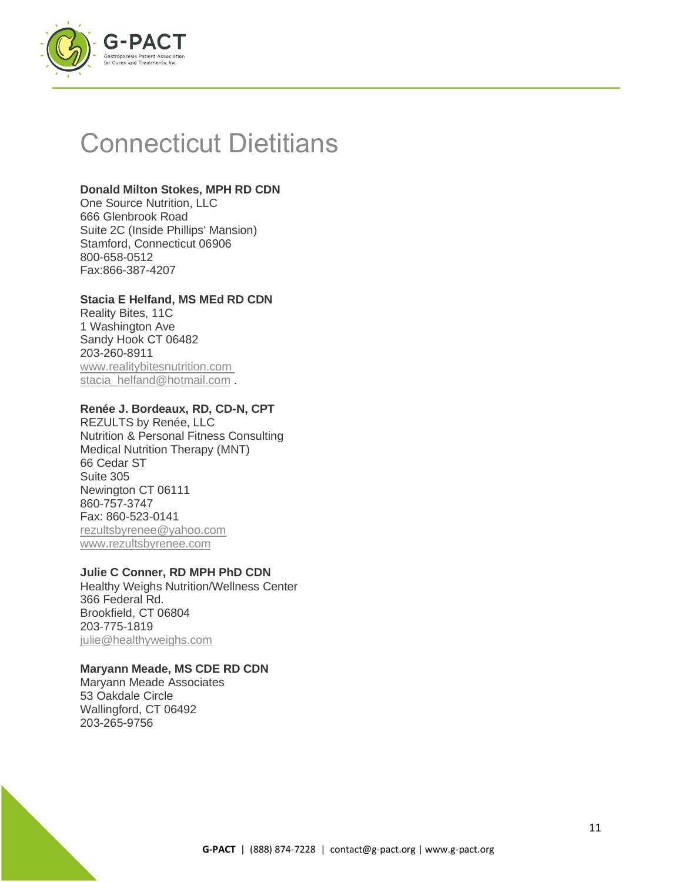# Connecticut Dietitians

**Donald Milton Stokes, MPH RD CDN**
One Source Nutrition, LLC
666 Glenbrook Road
Suite 2C (Inside Phillips' Mansion)
Stamford, Connecticut 06906
800-658-0512
Fax:866-387-4207

**Stacia E Helfand, MS MEd RD CDN**
Reality Bites, 11C
1 Washington Ave
Sandy Hook CT 06482
203-260-8911
www.realitybitesnutrition.com
stacia_helfand@hotmail.com .

**Renée J. Bordeaux, RD, CD-N, CPT**
REZULTS by Renée, LLC
Nutrition & Personal Fitness Consulting
Medical Nutrition Therapy (MNT)
66 Cedar ST
Suite 305
Newington CT 06111
860-757-3747
Fax: 860-523-0141
rezultsbyrenee@yahoo.com
www.rezultsbyrenee.com

**Julie C Conner, RD MPH PhD CDN**
Healthy Weighs Nutrition/Wellness Center
366 Federal Rd.
Brookfield, CT 06804
203-775-1819
julie@healthyweighs.com

**Maryann Meade, MS CDE RD CDN**
Maryann Meade Associates
53 Oakdale Circle
Wallingford, CT 06492
203-265-9756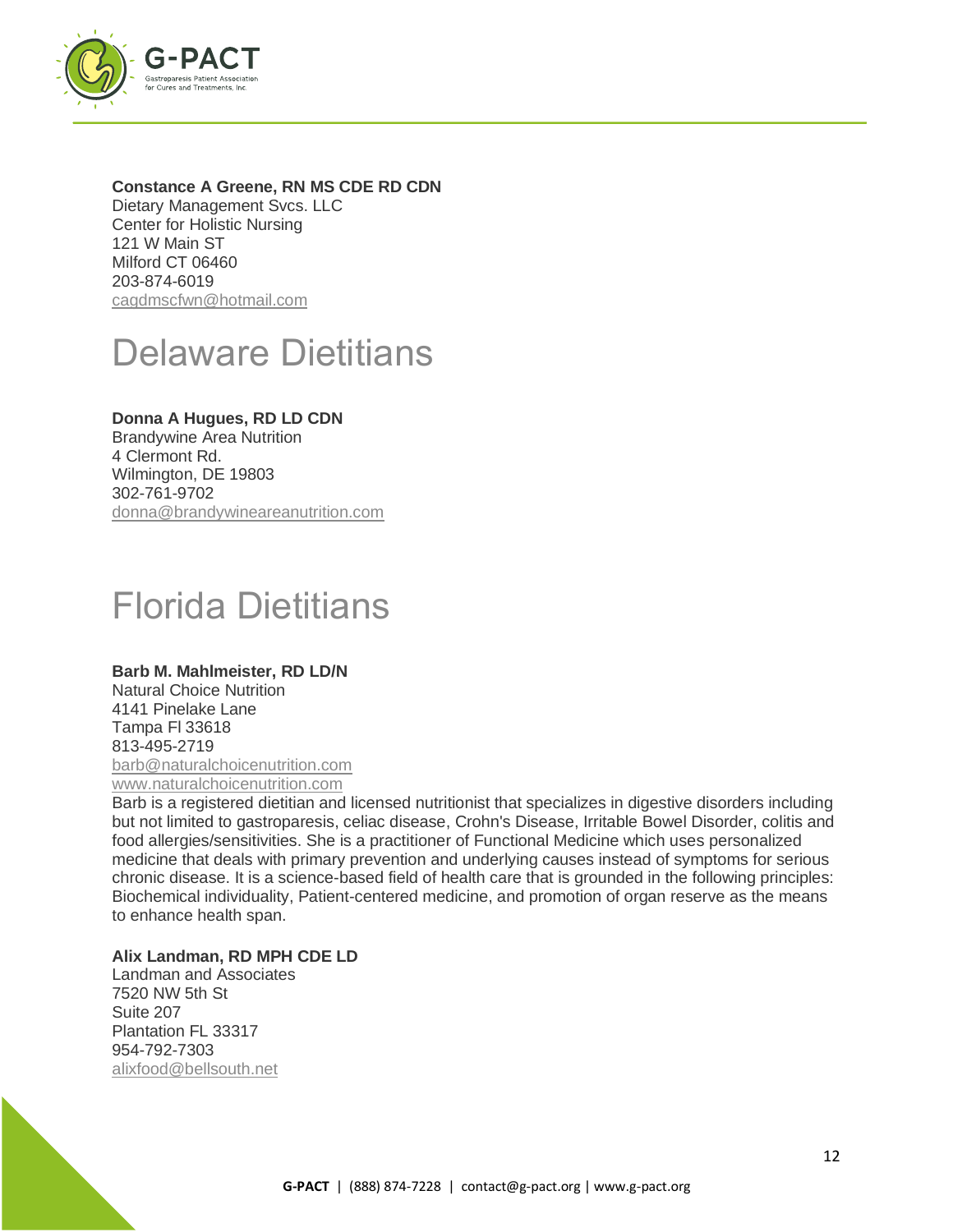**Constance A Greene, RN MS CDE RD CDN**
Dietary Management Svcs. LLC
Center for Holistic Nursing
121 W Main ST
Milford CT 06460
203-874-6019
cagdmscfwn@hotmail.com

# Delaware Dietitians

**Donna A Hugues, RD LD CDN**
Brandywine Area Nutrition
4 Clermont Rd.
Wilmington, DE 19803
302-761-9702
donna@brandywineareanutrition.com

# Florida Dietitians

**Barb M. Mahlmeister, RD LD/N**
Natural Choice Nutrition
4141 Pinelake Lane
Tampa Fl 33618
813-495-2719
barb@naturalchoicenutrition.com
www.naturalchoicenutrition.com
Barb is a registered dietitian and licensed nutritionist that specializes in digestive disorders including but not limited to gastroparesis, celiac disease, Crohn's Disease, Irritable Bowel Disorder, colitis and food allergies/sensitivities. She is a practitioner of Functional Medicine which uses personalized medicine that deals with primary prevention and underlying causes instead of symptoms for serious chronic disease. It is a science-based field of health care that is grounded in the following principles: Biochemical individuality, Patient-centered medicine, and promotion of organ reserve as the means to enhance health span.

**Alix Landman, RD MPH CDE LD**
Landman and Associates
7520 NW 5th St
Suite 207
Plantation FL 33317
954-792-7303
alixfood@bellsouth.net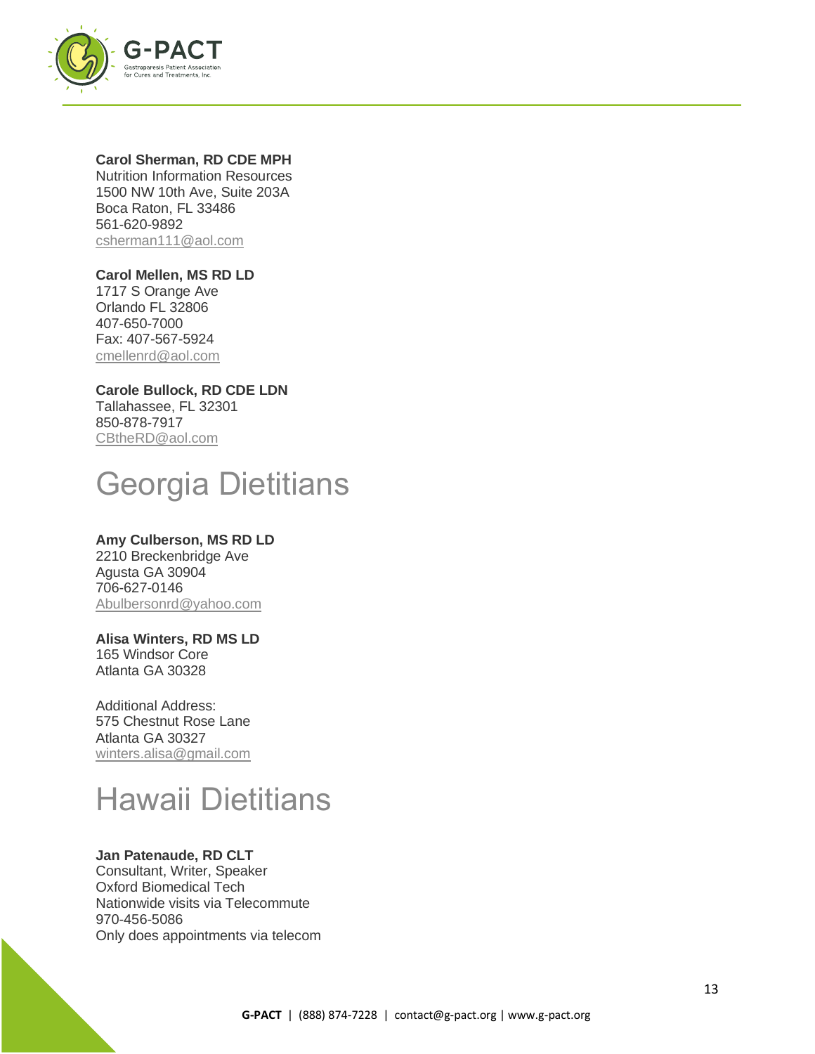**Carol Sherman, RD CDE MPH**
Nutrition Information Resources
1500 NW 10th Ave, Suite 203A
Boca Raton, FL 33486
561-620-9892
csherman111@aol.com

**Carol Mellen, MS RD LD**
1717 S Orange Ave
Orlando FL 32806
407-650-7000
Fax: 407-567-5924
cmellenrd@aol.com

**Carole Bullock, RD CDE LDN**
Tallahassee, FL 32301
850-878-7917
CBtheRD@aol.com

# Georgia Dietitians

**Amy Culberson, MS RD LD**
2210 Breckenbridge Ave
Agusta GA 30904
706-627-0146
Abulbersonrd@yahoo.com

**Alisa Winters, RD MS LD**
165 Windsor Core
Atlanta GA 30328

Additional Address:
575 Chestnut Rose Lane
Atlanta GA 30327
winters.alisa@gmail.com

# Hawaii Dietitians

**Jan Patenaude, RD CLT**
Consultant, Writer, Speaker
Oxford Biomedical Tech
Nationwide visits via Telecommute
970-456-5086
Only does appointments via telecom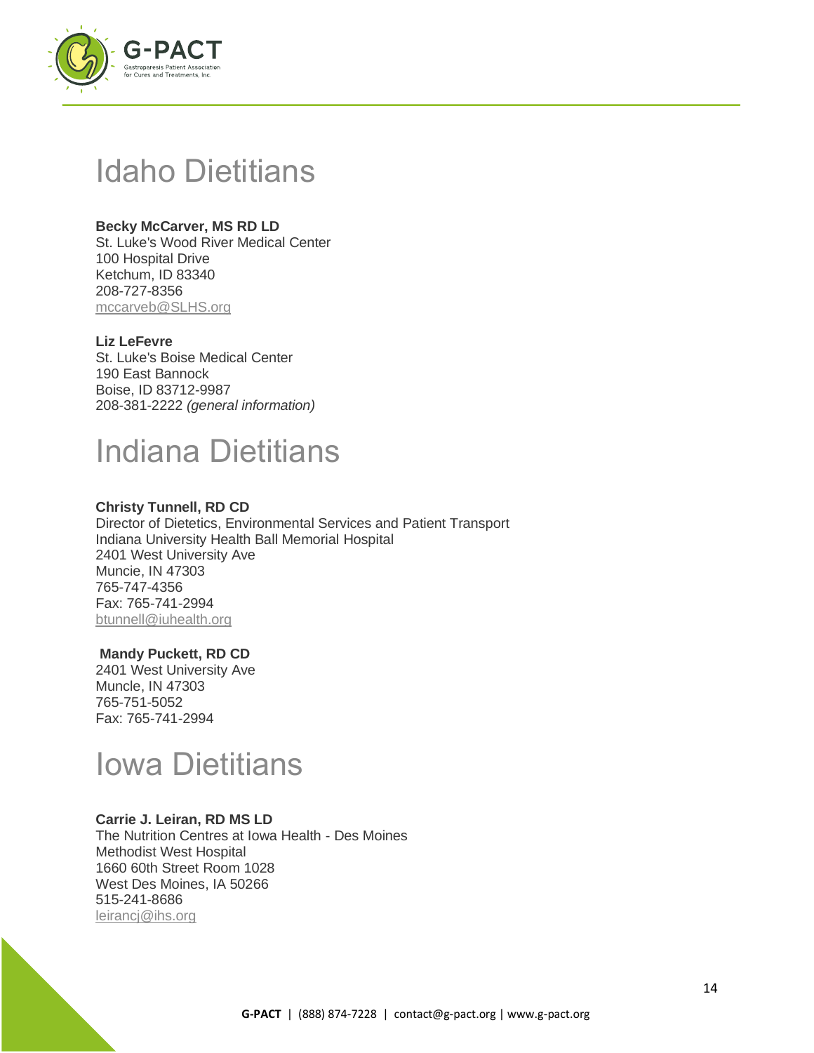# Idaho Dietitians

**Becky McCarver, MS RD LD**
St. Luke's Wood River Medical Center
100 Hospital Drive
Ketchum, ID 83340
208-727-8356
mccarveb@SLHS.org

**Liz LeFevre**
St. Luke's Boise Medical Center
190 East Bannock
Boise, ID 83712-9987
208-381-2222 *(general information)*

# Indiana Dietitians

**Christy Tunnell, RD CD**
Director of Dietetics, Environmental Services and Patient Transport
Indiana University Health Ball Memorial Hospital
2401 West University Ave
Muncie, IN 47303
765-747-4356
Fax: 765-741-2994
btunnell@iuhealth.org

**Mandy Puckett, RD CD**
2401 West University Ave
Muncle, IN 47303
765-751-5052
Fax: 765-741-2994

# Iowa Dietitians

**Carrie J. Leiran, RD MS LD**
The Nutrition Centres at Iowa Health - Des Moines
Methodist West Hospital
1660 60th Street Room 1028
West Des Moines, IA 50266
515-241-8686
leirancj@ihs.org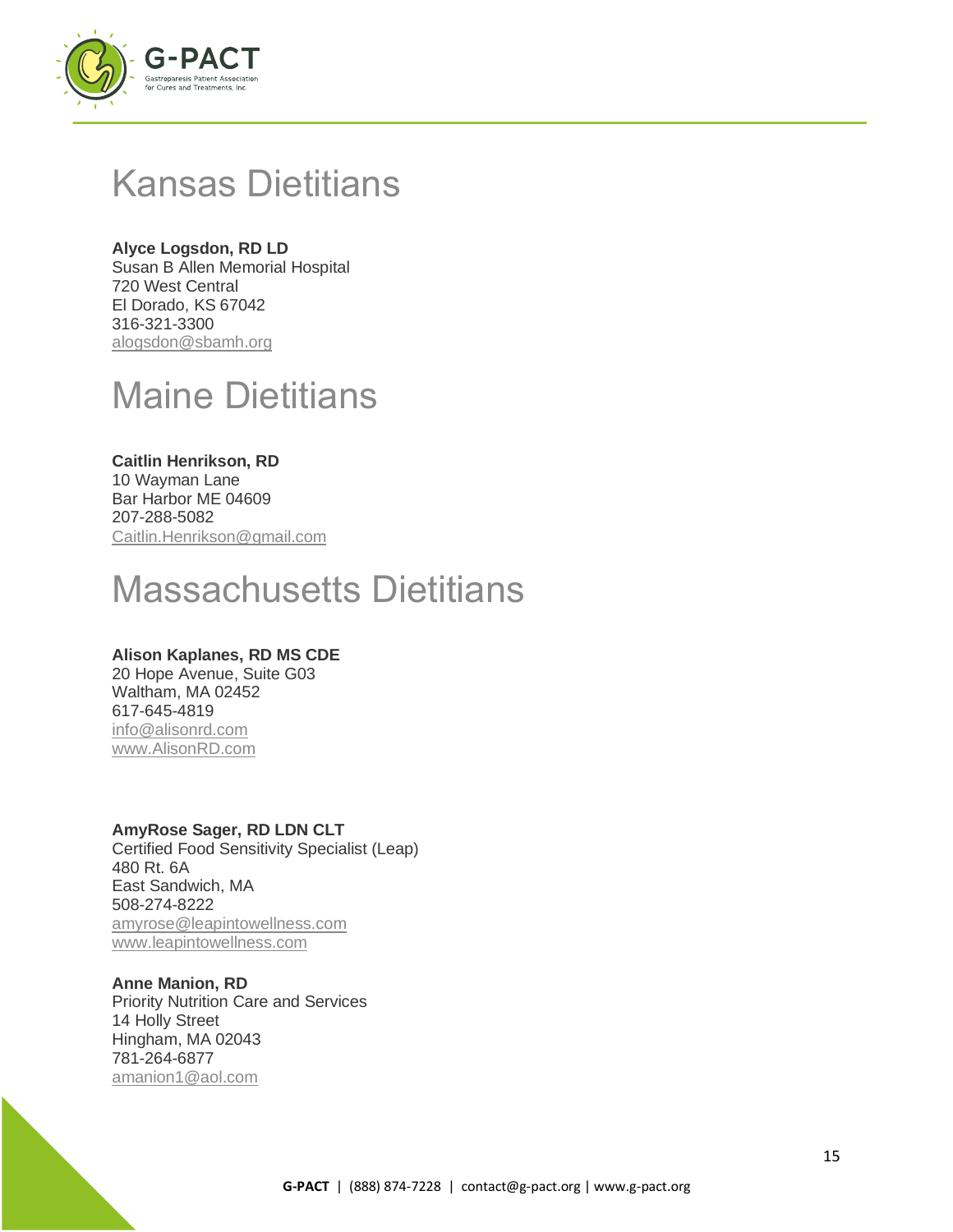# Kansas Dietitians

**Alyce Logsdon, RD LD**
Susan B Allen Memorial Hospital
720 West Central
El Dorado, KS 67042
316-321-3300
alogsdon@sbamh.org

# Maine Dietitians

**Caitlin Henrikson, RD**
10 Wayman Lane
Bar Harbor ME 04609
207-288-5082
Caitlin.Henrikson@gmail.com

# Massachusetts Dietitians

**Alison Kaplanes, RD MS CDE**
20 Hope Avenue, Suite G03
Waltham, MA 02452
617-645-4819
info@alisonrd.com
www.AlisonRD.com

**AmyRose Sager, RD LDN CLT**
Certified Food Sensitivity Specialist (Leap)
480 Rt. 6A
East Sandwich, MA
508-274-8222
amyrose@leapintowellness.com
www.leapintowellness.com

**Anne Manion, RD**
Priority Nutrition Care and Services
14 Holly Street
Hingham, MA 02043
781-264-6877
amanion1@aol.com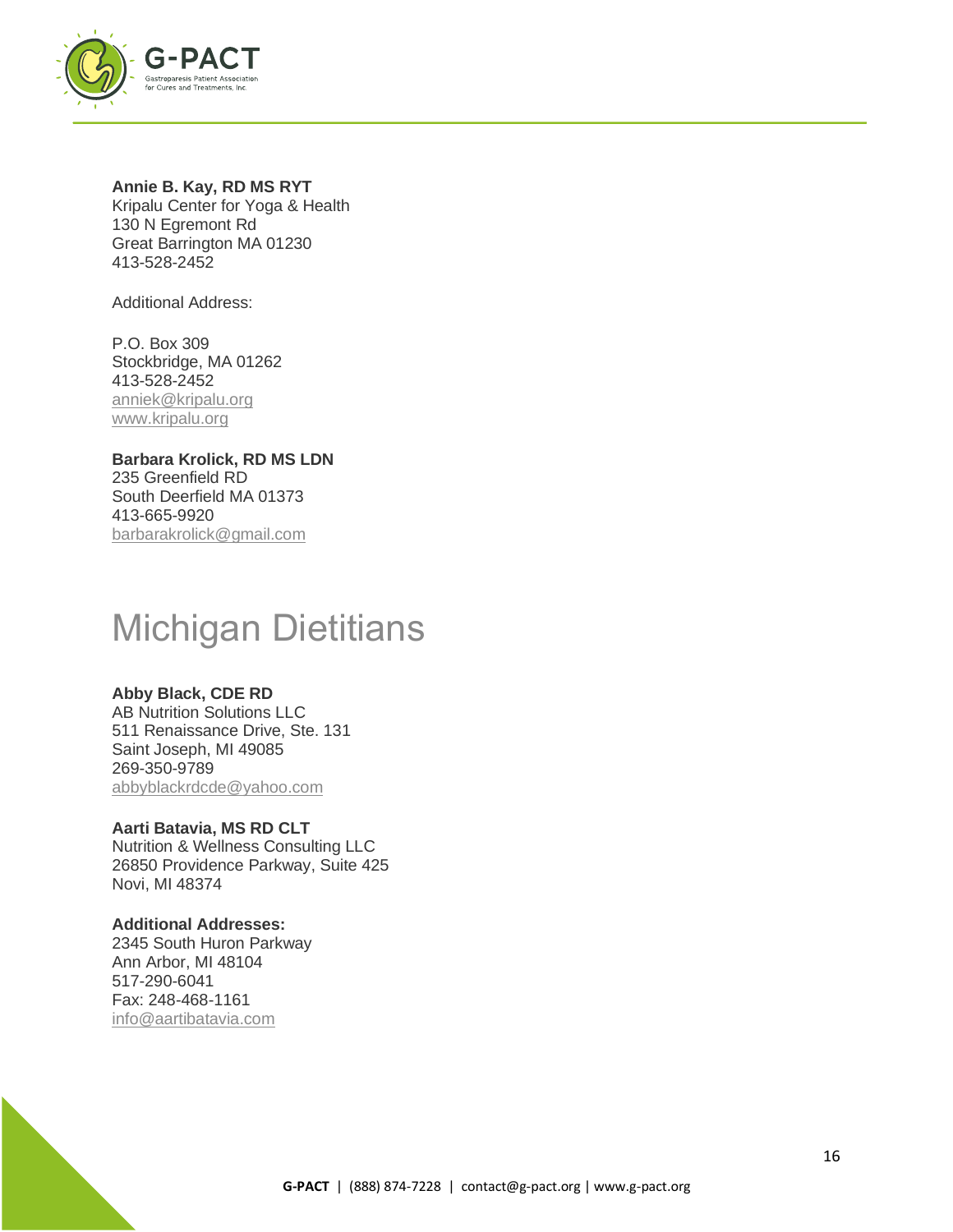**Annie B. Kay, RD MS RYT**
Kripalu Center for Yoga & Health
130 N Egremont Rd
Great Barrington MA 01230
413-528-2452

Additional Address:

P.O. Box 309
Stockbridge, MA 01262
413-528-2452
anniek@kripalu.org
www.kripalu.org

**Barbara Krolick, RD MS LDN**
235 Greenfield RD
South Deerfield MA 01373
413-665-9920
barbarakrolick@gmail.com

# Michigan Dietitians

**Abby Black, CDE RD**
AB Nutrition Solutions LLC
511 Renaissance Drive, Ste. 131
Saint Joseph, MI 49085
269-350-9789
abbyblackrdcde@yahoo.com

**Aarti Batavia, MS RD CLT**
Nutrition & Wellness Consulting LLC
26850 Providence Parkway, Suite 425
Novi, MI 48374

**Additional Addresses:**
2345 South Huron Parkway
Ann Arbor, MI 48104
517-290-6041
Fax: 248-468-1161
info@aartibatavia.com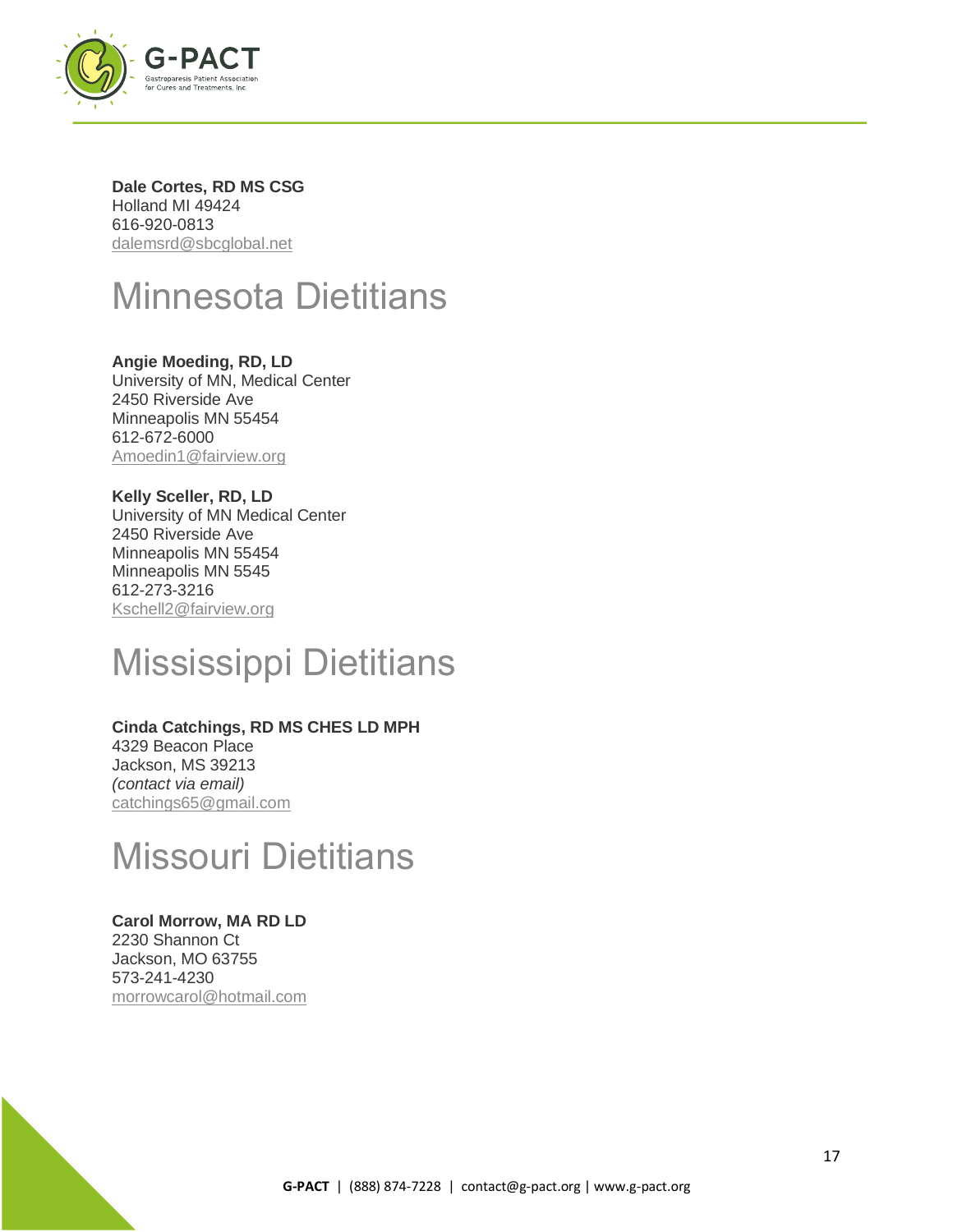**Dale Cortes, RD MS CSG**
Holland MI 49424
616-920-0813
dalemsrd@sbcglobal.net

# Minnesota Dietitians

**Angie Moeding, RD, LD**
University of MN, Medical Center
2450 Riverside Ave
Minneapolis MN 55454
612-672-6000
Amoedin1@fairview.org

**Kelly Sceller, RD, LD**
University of MN Medical Center
2450 Riverside Ave
Minneapolis MN 55454
Minneapolis MN 5545
612-273-3216
Kschell2@fairview.org

# Mississippi Dietitians

**Cinda Catchings, RD MS CHES LD MPH**
4329 Beacon Place
Jackson, MS 39213
*(contact via email)*
catchings65@gmail.com

# Missouri Dietitians

**Carol Morrow, MA RD LD**
2230 Shannon Ct
Jackson, MO 63755
573-241-4230
morrowcarol@hotmail.com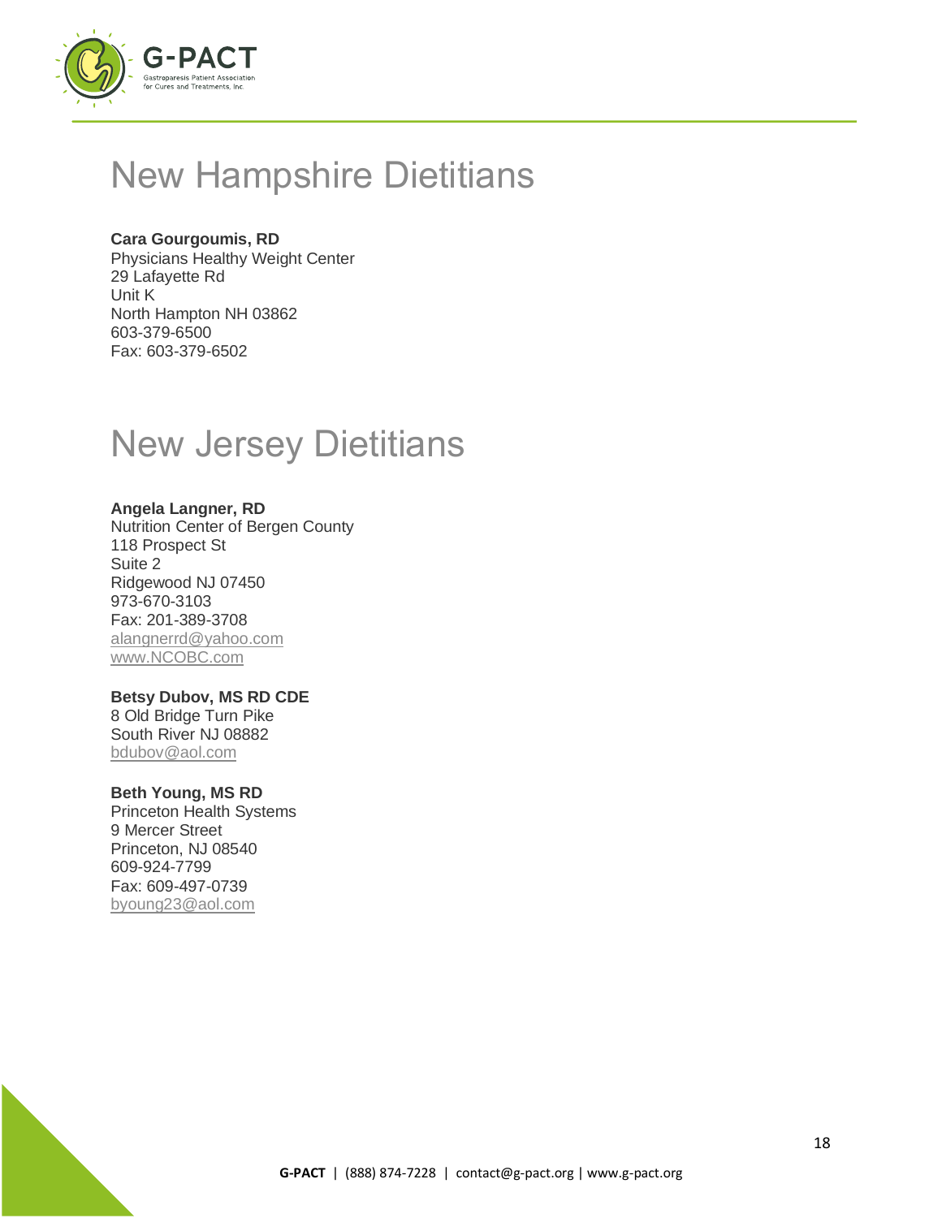# New Hampshire Dietitians

**Cara Gourgoumis, RD**
Physicians Healthy Weight Center
29 Lafayette Rd
Unit K
North Hampton NH 03862
603-379-6500
Fax: 603-379-6502

# New Jersey Dietitians

**Angela Langner, RD**
Nutrition Center of Bergen County
118 Prospect St
Suite 2
Ridgewood NJ 07450
973-670-3103
Fax: 201-389-3708
alangnerrd@yahoo.com
www.NCOBC.com

**Betsy Dubov, MS RD CDE**
8 Old Bridge Turn Pike
South River NJ 08882
bdubov@aol.com

**Beth Young, MS RD**
Princeton Health Systems
9 Mercer Street
Princeton, NJ 08540
609-924-7799
Fax: 609-497-0739
byoung23@aol.com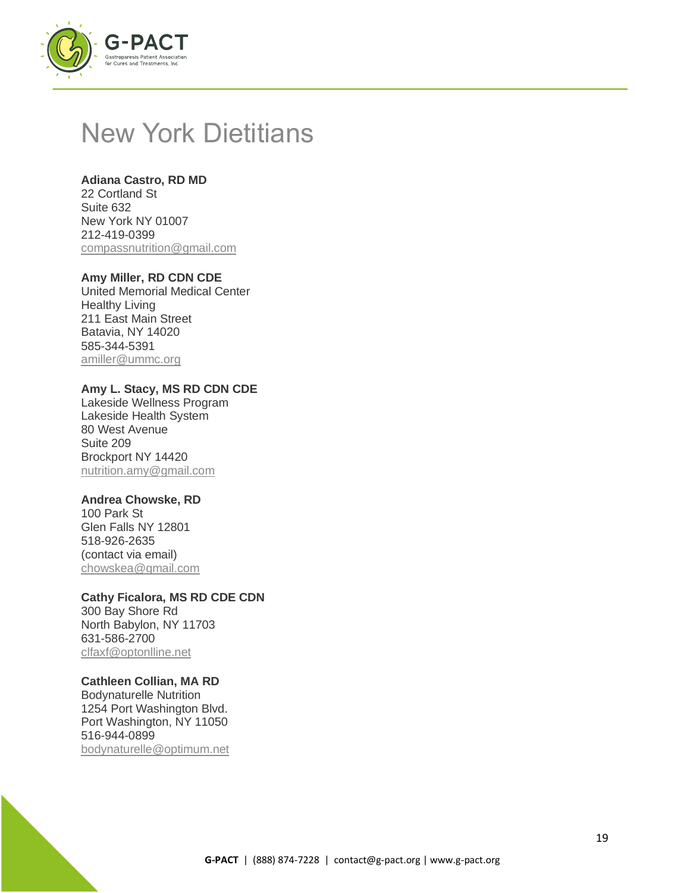# New York Dietitians

**Adiana Castro, RD MD**
22 Cortland St
Suite 632
New York NY 01007
212-419-0399
compassnutrition@gmail.com

**Amy Miller, RD CDN CDE**
United Memorial Medical Center
Healthy Living
211 East Main Street
Batavia, NY 14020
585-344-5391
amiller@ummc.org

**Amy L. Stacy, MS RD CDN CDE**
Lakeside Wellness Program
Lakeside Health System
80 West Avenue
Suite 209
Brockport NY 14420
nutrition.amy@gmail.com

**Andrea Chowske, RD**
100 Park St
Glen Falls NY 12801
518-926-2635
(contact via email)
chowskea@gmail.com

**Cathy Ficalora, MS RD CDE CDN**
300 Bay Shore Rd
North Babylon, NY 11703
631-586-2700
clfaxf@optonlline.net

**Cathleen Collian, MA RD**
Bodynaturelle Nutrition
1254 Port Washington Blvd.
Port Washington, NY 11050
516-944-0899
bodynaturelle@optimum.net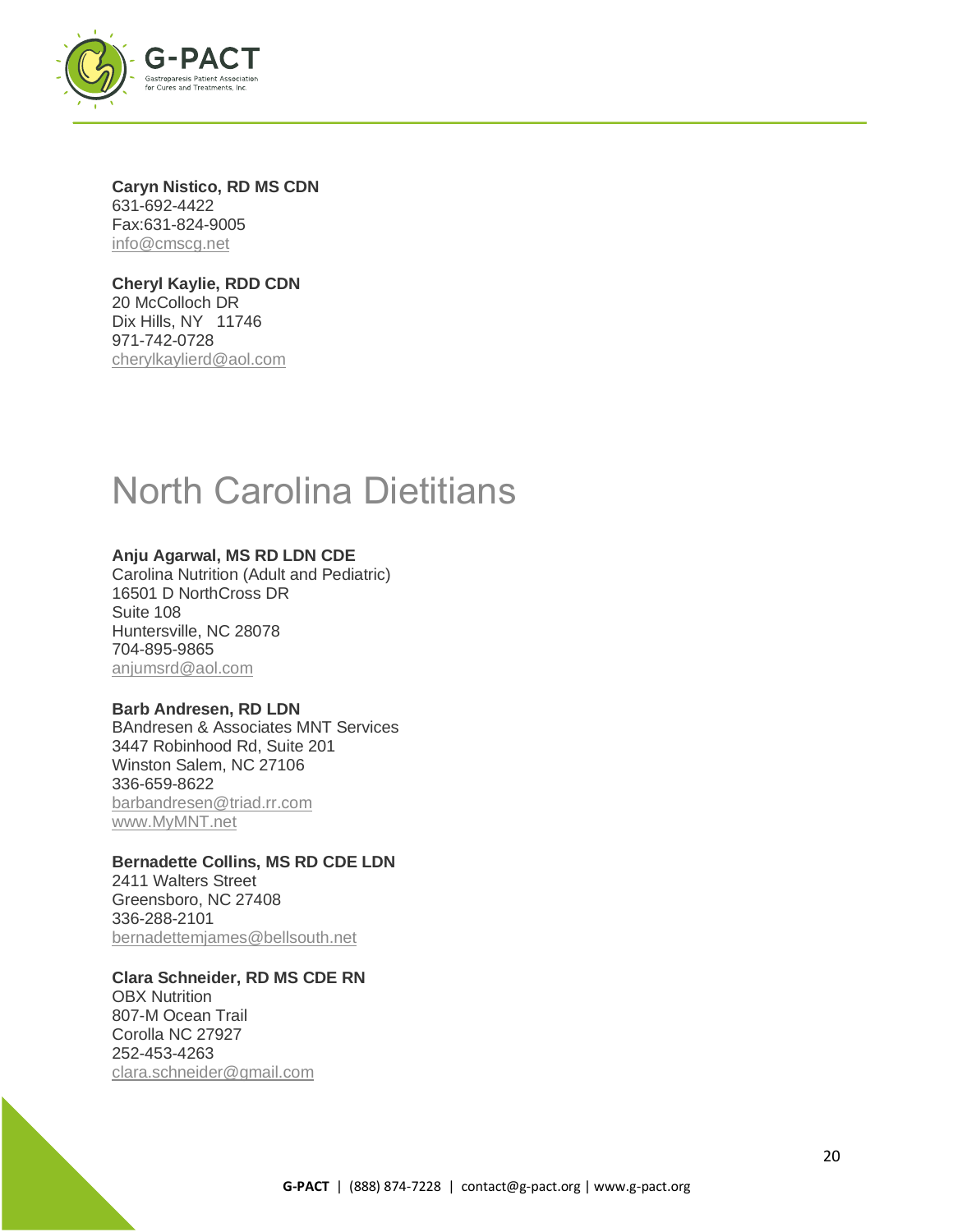**Caryn Nistico, RD MS CDN**
631-692-4422
Fax:631-824-9005
info@cmscg.net

**Cheryl Kaylie, RDD CDN**
20 McColloch DR
Dix Hills, NY 11746
971-742-0728
cherylkaylierd@aol.com

# North Carolina Dietitians

**Anju Agarwal, MS RD LDN CDE**
Carolina Nutrition (Adult and Pediatric)
16501 D NorthCross DR
Suite 108
Huntersville, NC 28078
704-895-9865
anjumsrd@aol.com

**Barb Andresen, RD LDN**
BAndresen & Associates MNT Services
3447 Robinhood Rd, Suite 201
Winston Salem, NC 27106
336-659-8622
barbandresen@triad.rr.com
www.MyMNT.net

**Bernadette Collins, MS RD CDE LDN**
2411 Walters Street
Greensboro, NC 27408
336-288-2101
bernadettemjames@bellsouth.net

**Clara Schneider, RD MS CDE RN**
OBX Nutrition
807-M Ocean Trail
Corolla NC 27927
252-453-4263
clara.schneider@gmail.com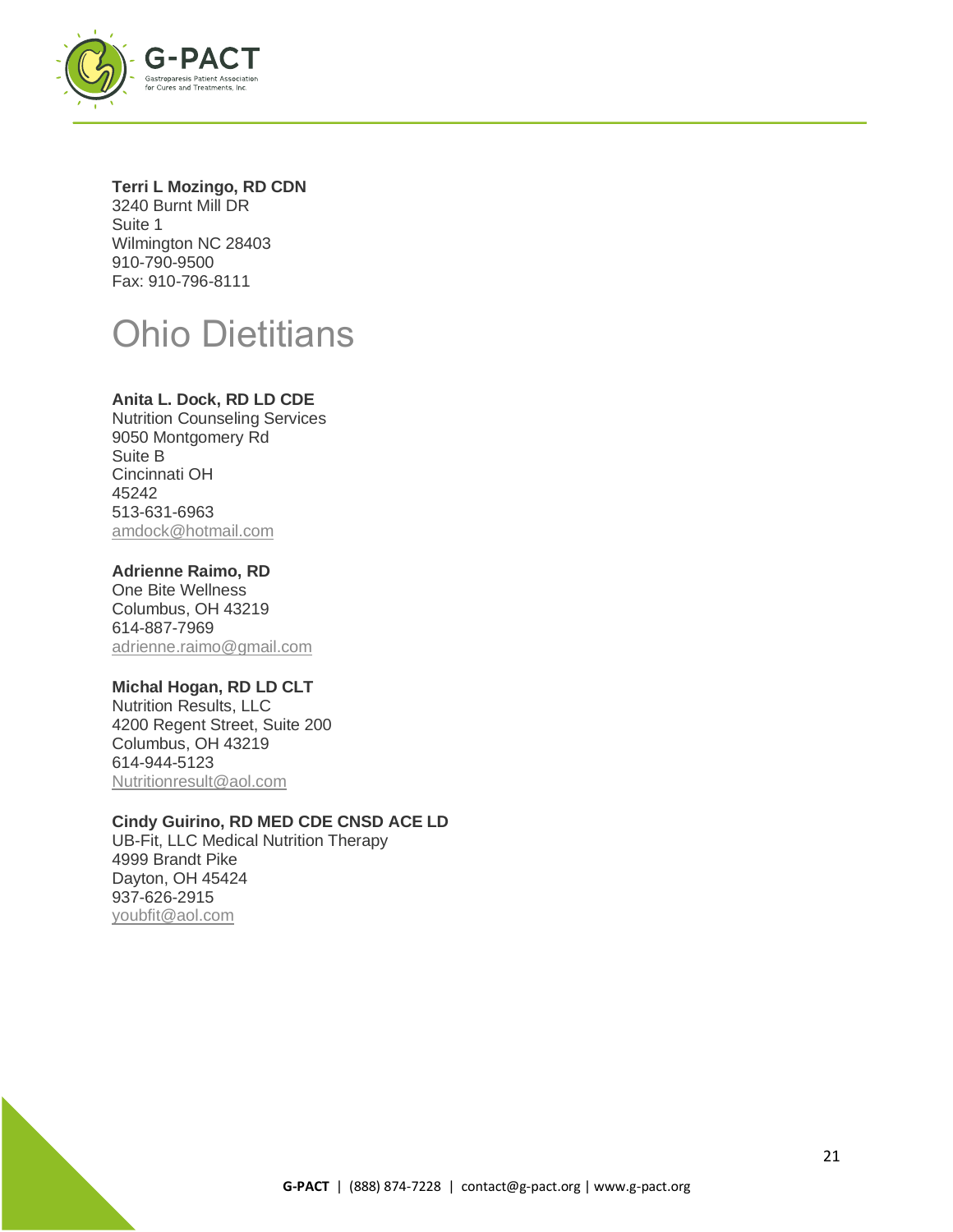**Terri L Mozingo, RD CDN**
3240 Burnt Mill DR
Suite 1
Wilmington NC 28403
910-790-9500
Fax: 910-796-8111

# Ohio Dietitians

**Anita L. Dock, RD LD CDE**
Nutrition Counseling Services
9050 Montgomery Rd
Suite B
Cincinnati OH
45242
513-631-6963
amdock@hotmail.com

**Adrienne Raimo, RD**
One Bite Wellness
Columbus, OH 43219
614-887-7969
adrienne.raimo@gmail.com

**Michal Hogan, RD LD CLT**
Nutrition Results, LLC
4200 Regent Street, Suite 200
Columbus, OH 43219
614-944-5123
Nutritionresult@aol.com

**Cindy Guirino, RD MED CDE CNSD ACE LD**
UB-Fit, LLC Medical Nutrition Therapy
4999 Brandt Pike
Dayton, OH 45424
937-626-2915
youbfit@aol.com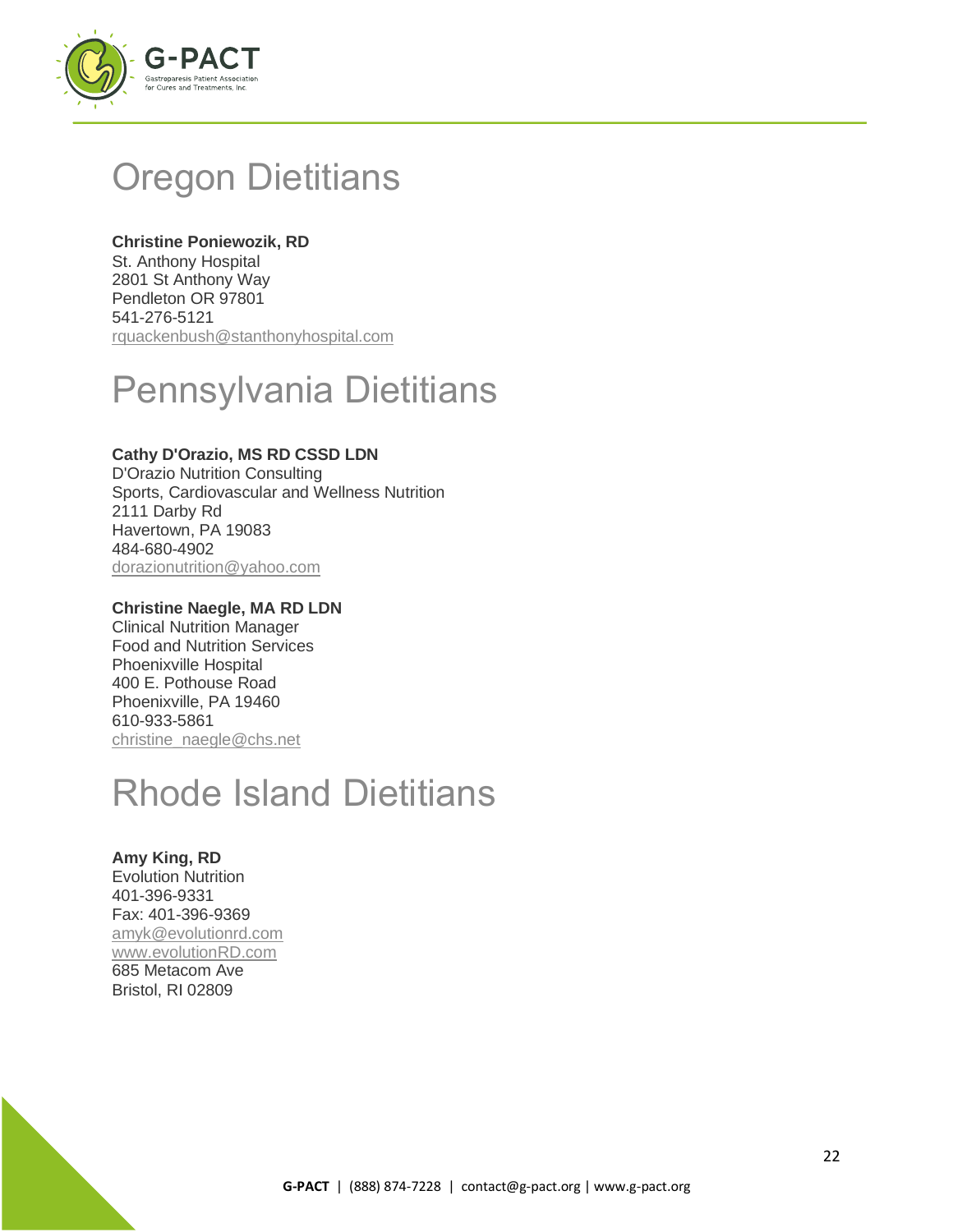# Oregon Dietitians

**Christine Poniewozik, RD**
St. Anthony Hospital
2801 St Anthony Way
Pendleton OR 97801
541-276-5121
rquackenbush@stanthonyhospital.com

# Pennsylvania Dietitians

**Cathy D'Orazio, MS RD CSSD LDN**
D'Orazio Nutrition Consulting
Sports, Cardiovascular and Wellness Nutrition
2111 Darby Rd
Havertown, PA 19083
484-680-4902
dorazionutrition@yahoo.com

**Christine Naegle, MA RD LDN**
Clinical Nutrition Manager
Food and Nutrition Services
Phoenixville Hospital
400 E. Pothouse Road
Phoenixville, PA 19460
610-933-5861
christine_naegle@chs.net

# Rhode Island Dietitians

**Amy King, RD**
Evolution Nutrition
401-396-9331
Fax: 401-396-9369
amyk@evolutionrd.com
www.evolutionRD.com
685 Metacom Ave
Bristol, RI 02809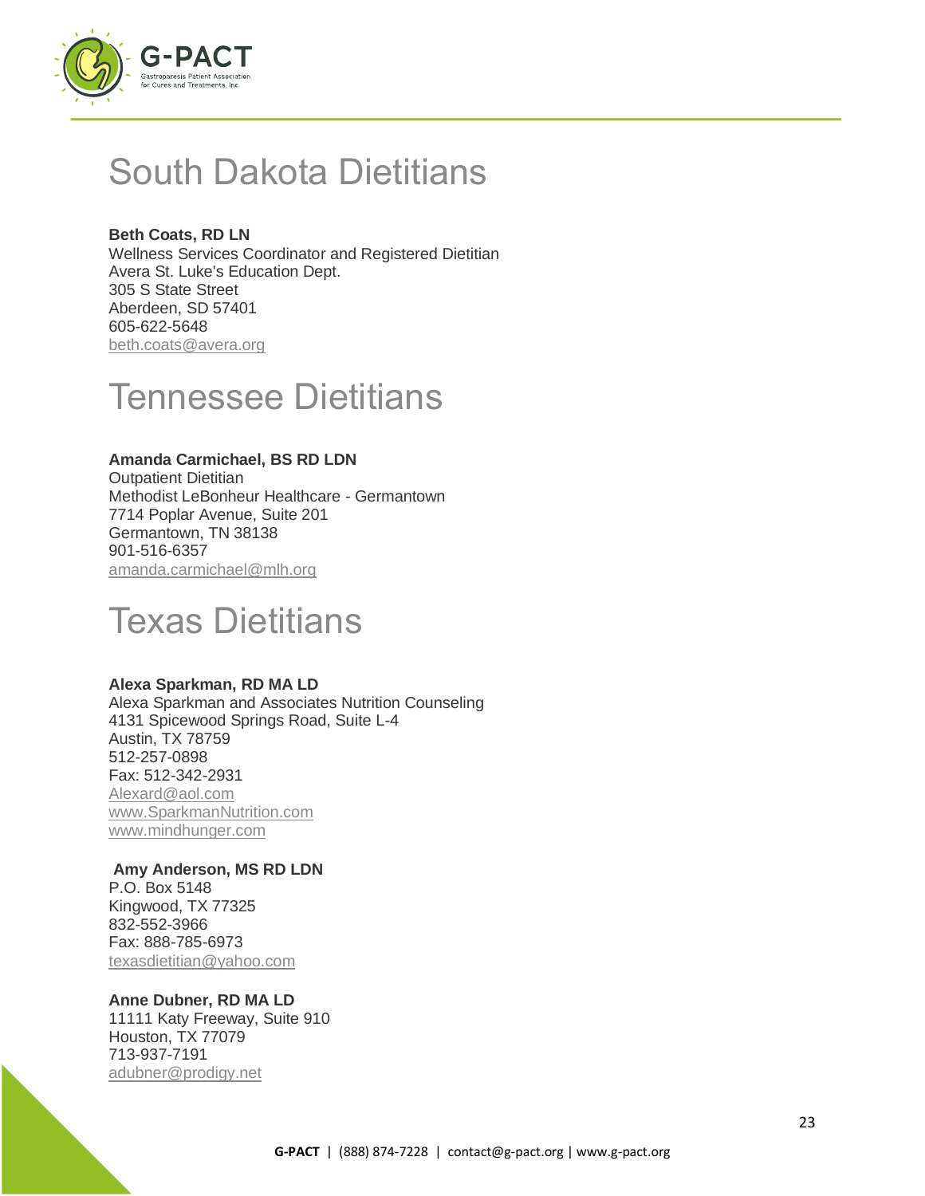# South Dakota Dietitians

**Beth Coats, RD LN**
Wellness Services Coordinator and Registered Dietitian
Avera St. Luke's Education Dept.
305 S State Street
Aberdeen, SD 57401
605-622-5648
beth.coats@avera.org

# Tennessee Dietitians

**Amanda Carmichael, BS RD LDN**
Outpatient Dietitian
Methodist LeBonheur Healthcare - Germantown
7714 Poplar Avenue, Suite 201
Germantown, TN 38138
901-516-6357
amanda.carmichael@mlh.org

# Texas Dietitians

**Alexa Sparkman, RD MA LD**
Alexa Sparkman and Associates Nutrition Counseling
4131 Spicewood Springs Road, Suite L-4
Austin, TX 78759
512-257-0898
Fax: 512-342-2931
Alexard@aol.com
www.SparkmanNutrition.com
www.mindhunger.com

**Amy Anderson, MS RD LDN**
P.O. Box 5148
Kingwood, TX 77325
832-552-3966
Fax: 888-785-6973
texasdietitian@yahoo.com

**Anne Dubner, RD MA LD**
11111 Katy Freeway, Suite 910
Houston, TX 77079
713-937-7191
adubner@prodigy.net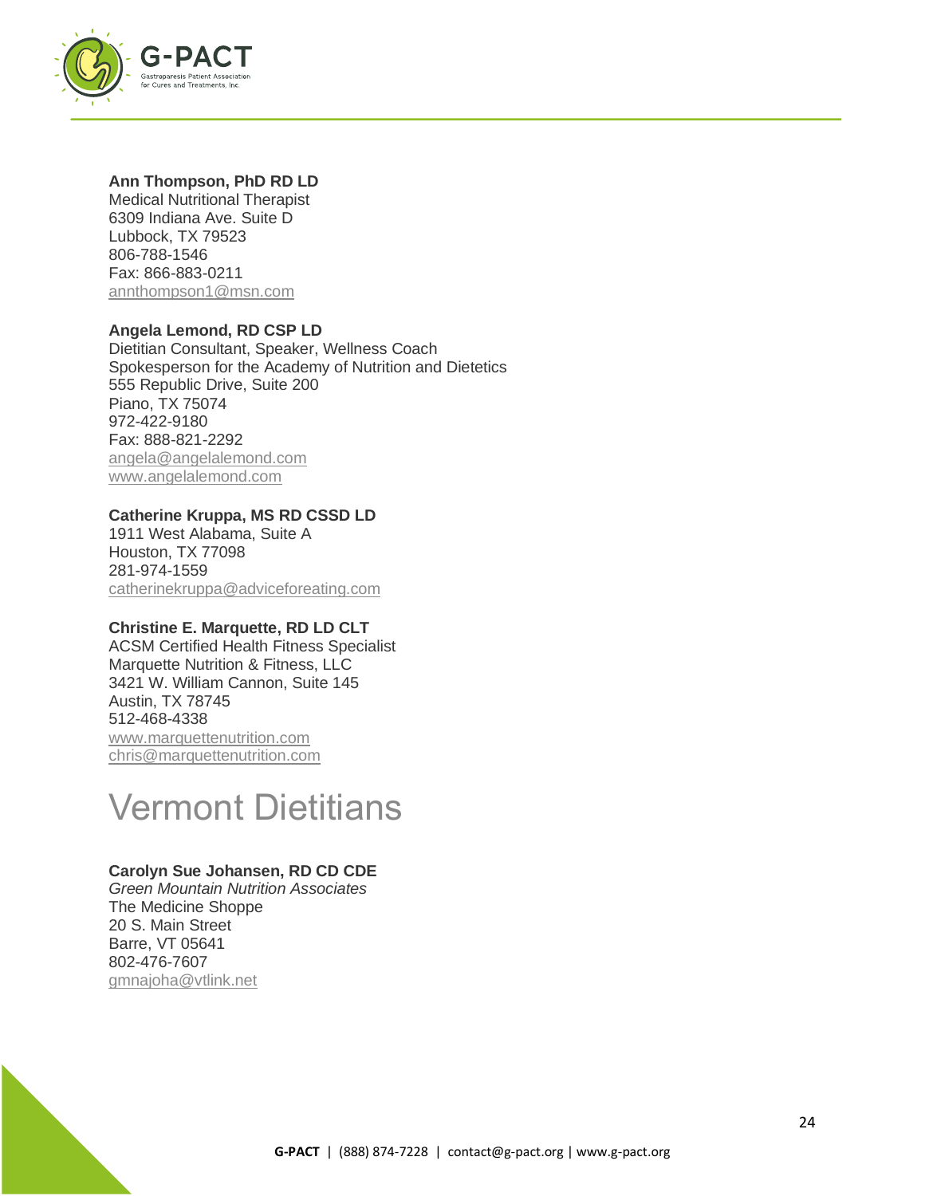**Ann Thompson, PhD RD LD**
Medical Nutritional Therapist
6309 Indiana Ave. Suite D
Lubbock, TX 79523
806-788-1546
Fax: 866-883-0211
annthompson1@msn.com

**Angela Lemond, RD CSP LD**
Dietitian Consultant, Speaker, Wellness Coach
Spokesperson for the Academy of Nutrition and Dietetics
555 Republic Drive, Suite 200
Piano, TX 75074
972-422-9180
Fax: 888-821-2292
angela@angelalemond.com
www.angelalemond.com

**Catherine Kruppa, MS RD CSSD LD**
1911 West Alabama, Suite A
Houston, TX 77098
281-974-1559
catherinekruppa@adviceforeating.com

**Christine E. Marquette, RD LD CLT**
ACSM Certified Health Fitness Specialist
Marquette Nutrition & Fitness, LLC
3421 W. William Cannon, Suite 145
Austin, TX 78745
512-468-4338
www.marquettenutrition.com
chris@marquettenutrition.com

# Vermont Dietitians

**Carolyn Sue Johansen, RD CD CDE**
*Green Mountain Nutrition Associates*
The Medicine Shoppe
20 S. Main Street
Barre, VT 05641
802-476-7607
gmnajoha@vtlink.net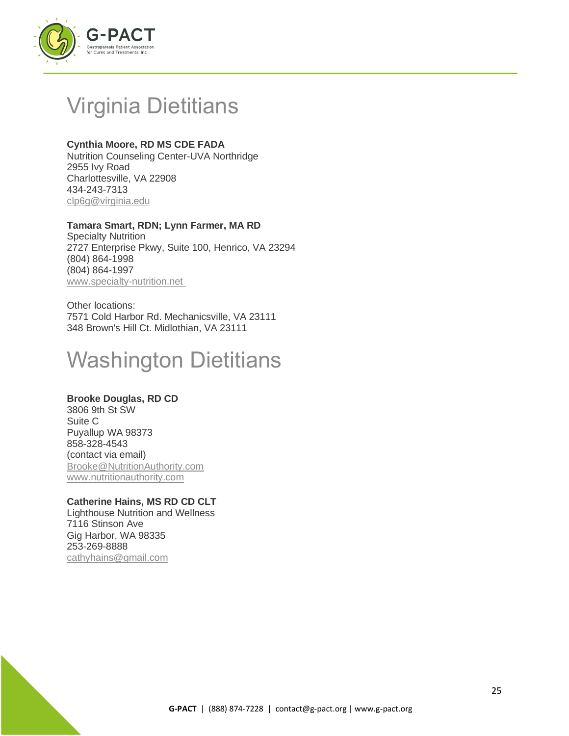# Virginia Dietitians

**Cynthia Moore, RD MS CDE FADA**
Nutrition Counseling Center-UVA Northridge
2955 Ivy Road
Charlottesville, VA 22908
434-243-7313
clp6g@virginia.edu

**Tamara Smart, RDN; Lynn Farmer, MA RD**
Specialty Nutrition
2727 Enterprise Pkwy, Suite 100, Henrico, VA 23294
(804) 864-1998
(804) 864-1997
www.specialty-nutrition.net

Other locations:
7571 Cold Harbor Rd. Mechanicsville, VA 23111
348 Brown's Hill Ct. Midlothian, VA 23111

# Washington Dietitians

**Brooke Douglas, RD CD**
3806 9th St SW
Suite C
Puyallup WA 98373
858-328-4543
(contact via email)
Brooke@NutritionAuthority.com
www.nutritionauthority.com

**Catherine Hains, MS RD CD CLT**
Lighthouse Nutrition and Wellness
7116 Stinson Ave
Gig Harbor, WA 98335
253-269-8888
cathyhains@gmail.com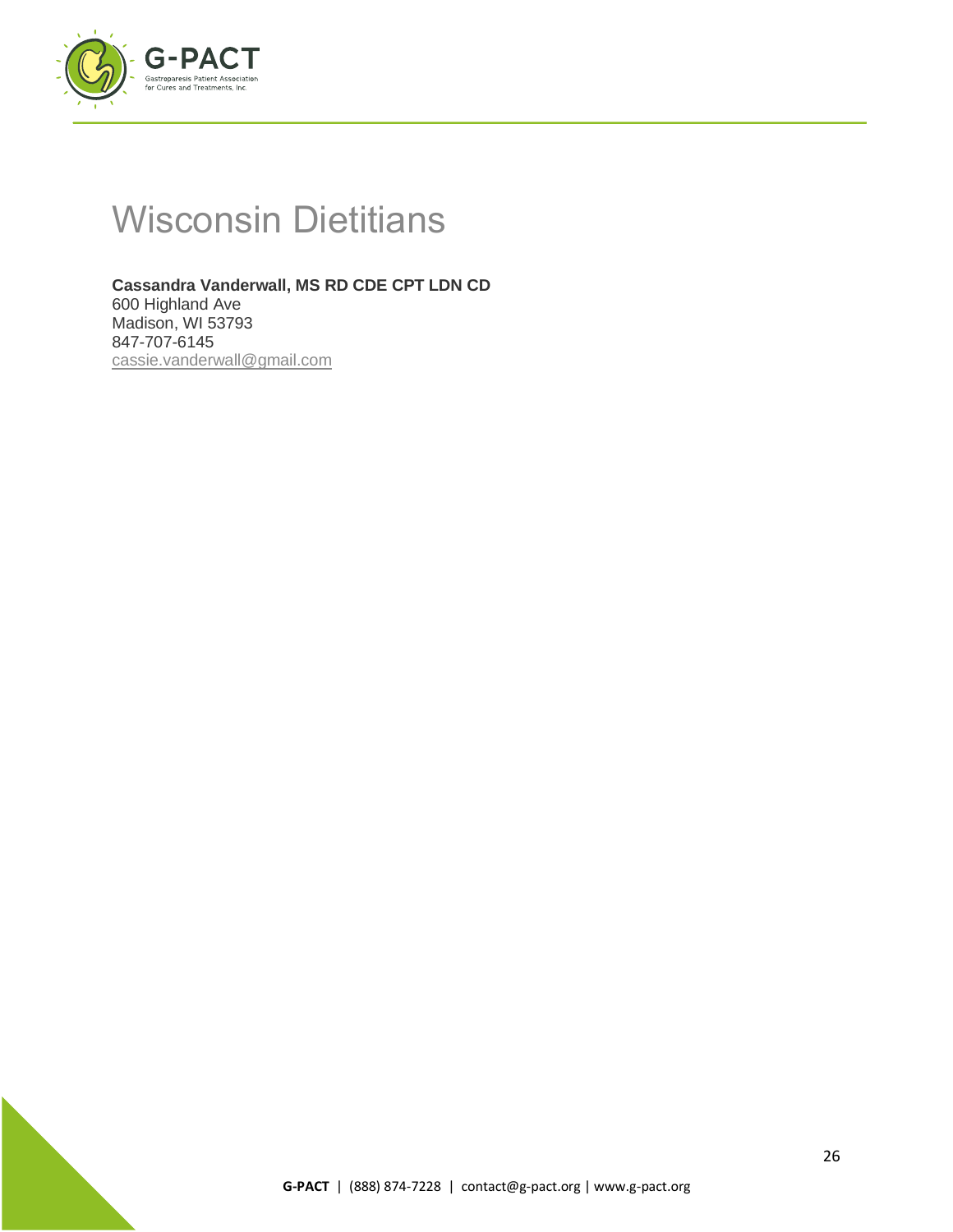# Wisconsin Dietitians

**Cassandra Vanderwall, MS RD CDE CPT LDN CD**
600 Highland Ave
Madison, WI 53793
847-707-6145
cassie.vanderwall@gmail.com